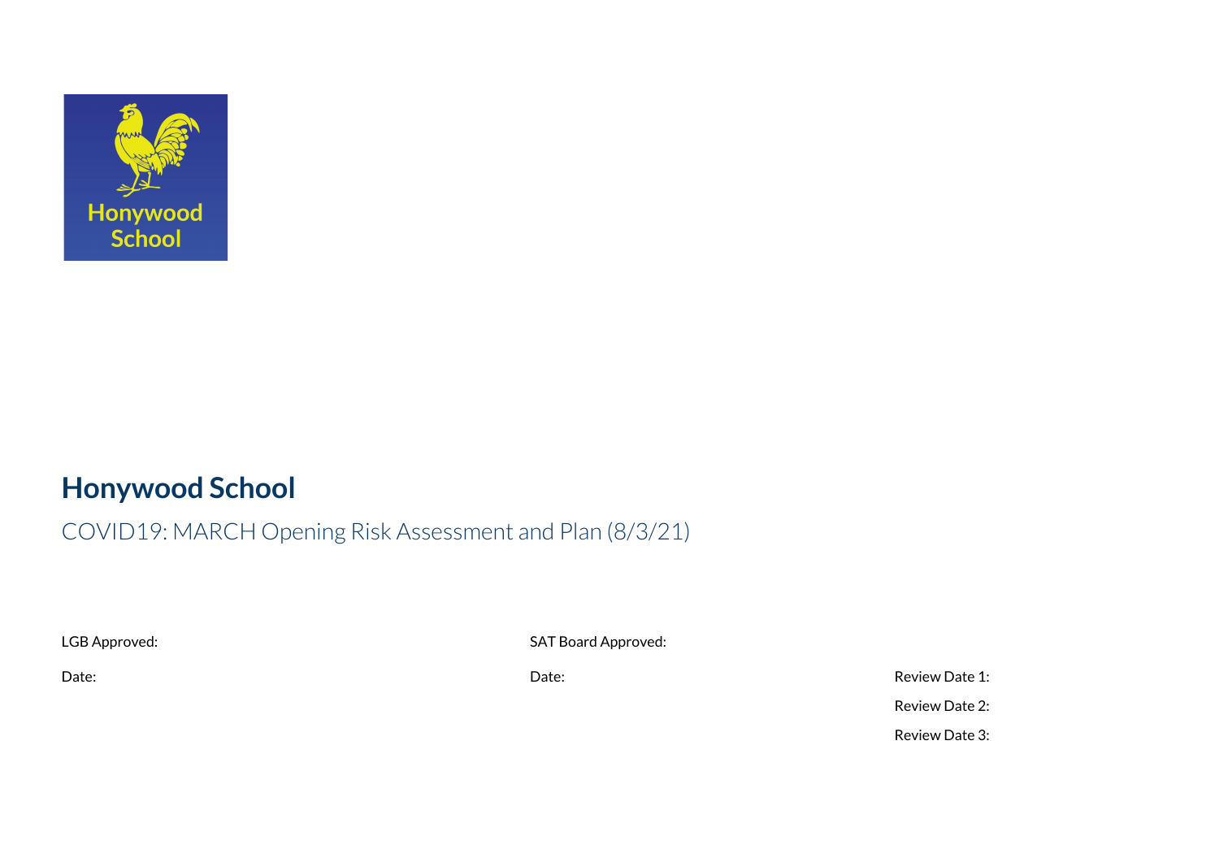# Honywood School

## COVID19: MARCH Opening Risk Assessment and Plan (8/3/21)

LGB Approved:

Date:

SAT Board Approved:

Date:

Review Date 1:

Review Date 2:

Review Date 3: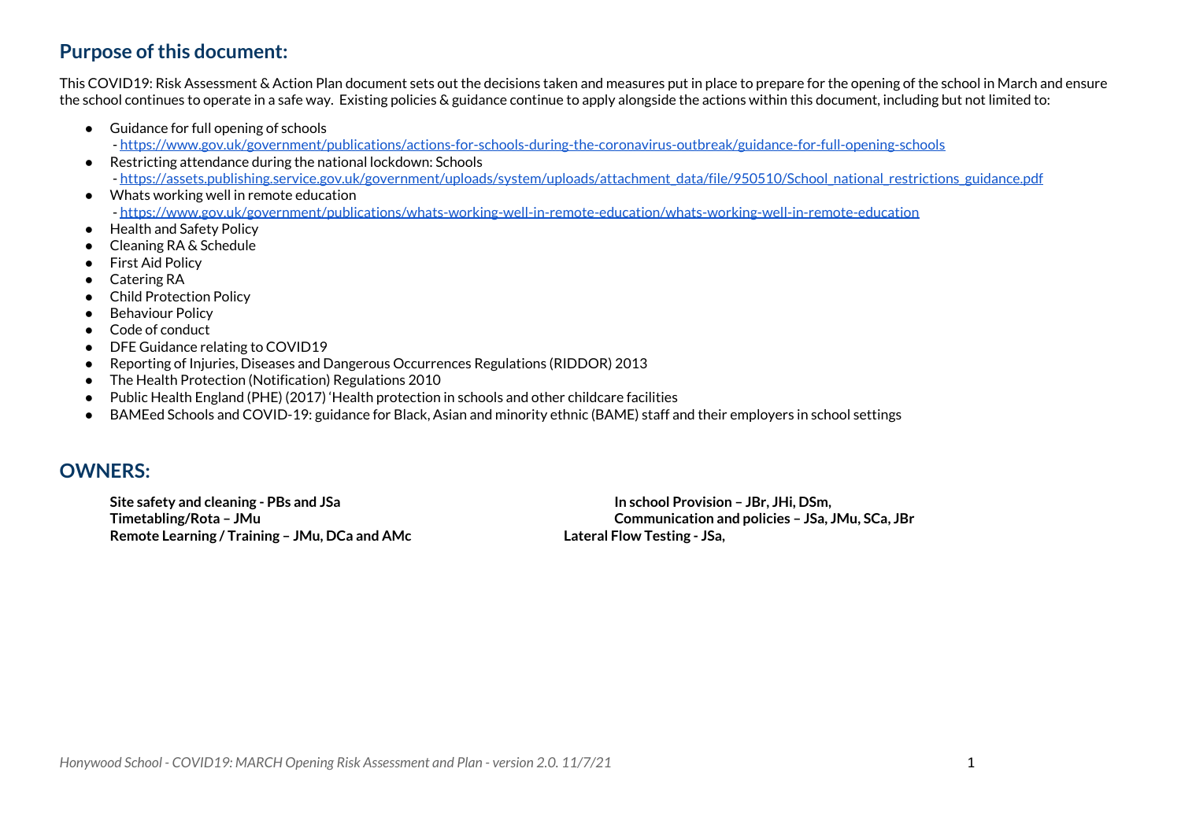## Purpose of this document:

This COVID19: Risk Assessment & Action Plan document sets out the decisions taken and measures put in place to prepare for the opening of the school in March and ensure the school continues to operate in a safe way. Existing policies & guidance continue to apply alongside the actions within this document, including but not limited to:

- Guidance for full opening of schools
  - https://www.gov.uk/government/publications/actions-for-schools-during-the-coronavirus-outbreak/guidance-for-full-opening-schools
- Restricting attendance during the national lockdown: Schools
  - https://assets.publishing.service.gov.uk/government/uploads/system/uploads/attachment_data/file/950510/School_national_restrictions_guidance.pdf
- Whats working well in remote education
  - https://www.gov.uk/government/publications/whats-working-well-in-remote-education/whats-working-well-in-remote-education
- Health and Safety Policy
- Cleaning RA & Schedule
- First Aid Policy
- Catering RA
- Child Protection Policy
- Behaviour Policy
- Code of conduct
- DFE Guidance relating to COVID19
- Reporting of Injuries, Diseases and Dangerous Occurrences Regulations (RIDDOR) 2013
- The Health Protection (Notification) Regulations 2010
- Public Health England (PHE) (2017) 'Health protection in schools and other childcare facilities
- BAMEed Schools and COVID-19: guidance for Black, Asian and minority ethnic (BAME) staff and their employers in school settings

## OWNERS:

**Site safety and cleaning - PBs and JSa**
**Timetabling/Rota – JMu**
**Remote Learning / Training – JMu, DCa and AMc**
**In school Provision – JBr, JHi, DSm,**
**Communication and policies – JSa, JMu, SCa, JBr**
**Lateral Flow Testing - JSa,**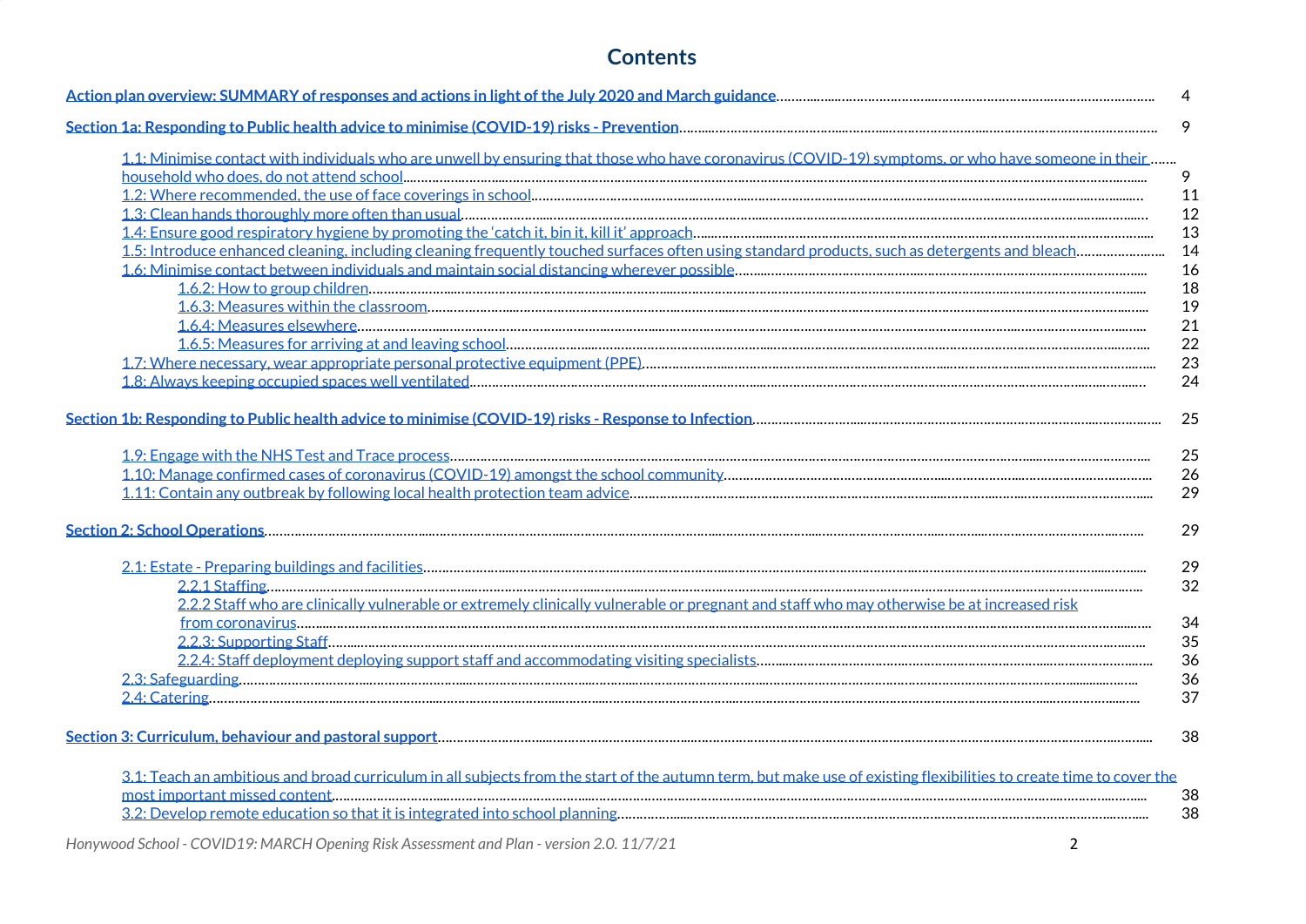## Contents

- Action plan overview: SUMMARY of responses and actions in light of the July 2020 and March guidance ..... 4
- Section 1a: Responding to Public health advice to minimise (COVID-19) risks - Prevention ..... 9
  - 1.1: Minimise contact with individuals who are unwell by ensuring that those who have coronavirus (COVID-19) symptoms, or who have someone in their household who does, do not attend school ..... 9
  - 1.2: Where recommended, the use of face coverings in school ..... 11
  - 1.3: Clean hands thoroughly more often than usual ..... 12
  - 1.4: Ensure good respiratory hygiene by promoting the 'catch it, bin it, kill it' approach ..... 13
  - 1.5: Introduce enhanced cleaning, including cleaning frequently touched surfaces often using standard products, such as detergents and bleach ..... 14
  - 1.6: Minimise contact between individuals and maintain social distancing wherever possible ..... 16
    - 1.6.2: How to group children ..... 18
    - 1.6.3: Measures within the classroom ..... 19
    - 1.6.4: Measures elsewhere ..... 21
    - 1.6.5: Measures for arriving at and leaving school ..... 22
  - 1.7: Where necessary, wear appropriate personal protective equipment (PPE) ..... 23
  - 1.8: Always keeping occupied spaces well ventilated ..... 24
- Section 1b: Responding to Public health advice to minimise (COVID-19) risks - Response to Infection ..... 25
  - 1.9: Engage with the NHS Test and Trace process ..... 25
  - 1.10: Manage confirmed cases of coronavirus (COVID-19) amongst the school community ..... 26
  - 1.11: Contain any outbreak by following local health protection team advice ..... 29
- Section 2: School Operations ..... 29
  - 2.1: Estate - Preparing buildings and facilities ..... 29
    - 2.2.1 Staffing ..... 32
    - 2.2.2 Staff who are clinically vulnerable or extremely clinically vulnerable or pregnant and staff who may otherwise be at increased risk from coronavirus ..... 34
    - 2.2.3: Supporting Staff ..... 35
    - 2.2.4: Staff deployment deploying support staff and accommodating visiting specialists ..... 36
  - 2.3: Safeguarding ..... 36
  - 2.4: Catering ..... 37
- Section 3: Curriculum, behaviour and pastoral support ..... 38
  - 3.1: Teach an ambitious and broad curriculum in all subjects from the start of the autumn term, but make use of existing flexibilities to create time to cover the most important missed content ..... 38
  - 3.2: Develop remote education so that it is integrated into school planning ..... 38

*Honywood School - COVID19: MARCH Opening Risk Assessment and Plan - version 2.0. 11/7/21*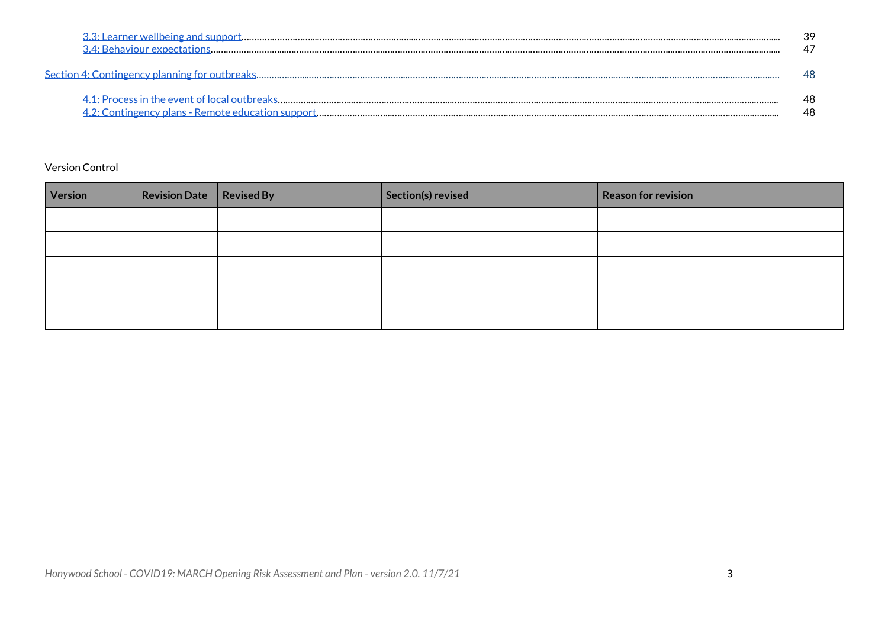[3.3: Learner wellbeing and support](#) ........ 39
[3.4: Behaviour expectations](#) ........ 47

[Section 4: Contingency planning for outbreaks](#) ........ 48

[4.1: Process in the event of local outbreaks](#) ........ 48
[4.2: Contingency plans - Remote education support](#) ........ 48

Version Control

| Version | Revision Date | Revised By | Section(s) revised | Reason for revision |
|---|---|---|---|---|
| | | | | |
| | | | | |
| | | | | |
| | | | | |
| | | | | |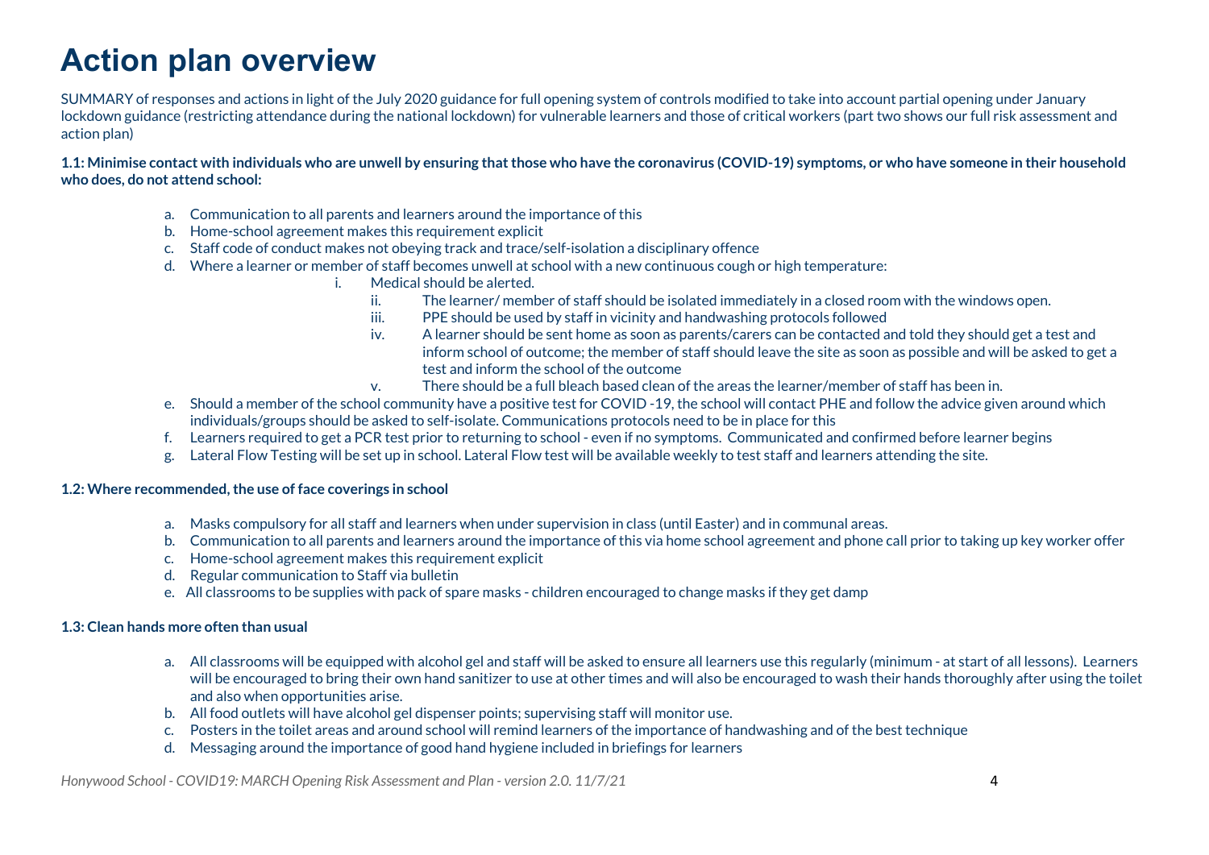# Action plan overview

SUMMARY of responses and actions in light of the July 2020 guidance for full opening system of controls modified to take into account partial opening under January lockdown guidance (restricting attendance during the national lockdown) for vulnerable learners and those of critical workers (part two shows our full risk assessment and action plan)

**1.1: Minimise contact with individuals who are unwell by ensuring that those who have the coronavirus (COVID-19) symptoms, or who have someone in their household who does, do not attend school:**

a. Communication to all parents and learners around the importance of this
b. Home-school agreement makes this requirement explicit
c. Staff code of conduct makes not obeying track and trace/self-isolation a disciplinary offence
d. Where a learner or member of staff becomes unwell at school with a new continuous cough or high temperature:
    i. Medical should be alerted.
    ii. The learner/ member of staff should be isolated immediately in a closed room with the windows open.
    iii. PPE should be used by staff in vicinity and handwashing protocols followed
    iv. A learner should be sent home as soon as parents/carers can be contacted and told they should get a test and inform school of outcome; the member of staff should leave the site as soon as possible and will be asked to get a test and inform the school of the outcome
    v. There should be a full bleach based clean of the areas the learner/member of staff has been in.
e. Should a member of the school community have a positive test for COVID -19, the school will contact PHE and follow the advice given around which individuals/groups should be asked to self-isolate. Communications protocols need to be in place for this
f. Learners required to get a PCR test prior to returning to school - even if no symptoms. Communicated and confirmed before learner begins
g. Lateral Flow Testing will be set up in school. Lateral Flow test will be available weekly to test staff and learners attending the site.

**1.2: Where recommended, the use of face coverings in school**

a. Masks compulsory for all staff and learners when under supervision in class (until Easter) and in communal areas.
b. Communication to all parents and learners around the importance of this via home school agreement and phone call prior to taking up key worker offer
c. Home-school agreement makes this requirement explicit
d. Regular communication to Staff via bulletin
e. All classrooms to be supplies with pack of spare masks - children encouraged to change masks if they get damp

**1.3: Clean hands more often than usual**

a. All classrooms will be equipped with alcohol gel and staff will be asked to ensure all learners use this regularly (minimum - at start of all lessons). Learners will be encouraged to bring their own hand sanitizer to use at other times and will also be encouraged to wash their hands thoroughly after using the toilet and also when opportunities arise.
b. All food outlets will have alcohol gel dispenser points; supervising staff will monitor use.
c. Posters in the toilet areas and around school will remind learners of the importance of handwashing and of the best technique
d. Messaging around the importance of good hand hygiene included in briefings for learners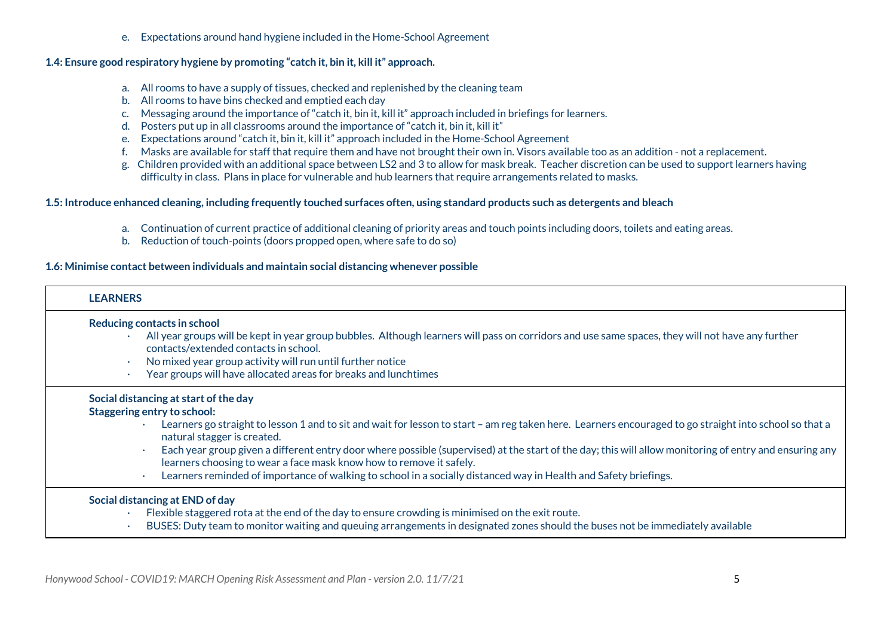e. Expectations around hand hygiene included in the Home-School Agreement

**1.4: Ensure good respiratory hygiene by promoting "catch it, bin it, kill it" approach.**

a. All rooms to have a supply of tissues, checked and replenished by the cleaning team
b. All rooms to have bins checked and emptied each day
c. Messaging around the importance of "catch it, bin it, kill it" approach included in briefings for learners.
d. Posters put up in all classrooms around the importance of "catch it, bin it, kill it"
e. Expectations around "catch it, bin it, kill it" approach included in the Home-School Agreement
f. Masks are available for staff that require them and have not brought their own in. Visors available too as an addition - not a replacement.
g. Children provided with an additional space between LS2 and 3 to allow for mask break. Teacher discretion can be used to support learners having difficulty in class. Plans in place for vulnerable and hub learners that require arrangements related to masks.

**1.5: Introduce enhanced cleaning, including frequently touched surfaces often, using standard products such as detergents and bleach**

a. Continuation of current practice of additional cleaning of priority areas and touch points including doors, toilets and eating areas.
b. Reduction of touch-points (doors propped open, where safe to do so)

**1.6: Minimise contact between individuals and maintain social distancing whenever possible**

| **LEARNERS** |
| --- |
| **Reducing contacts in school**<br>· All year groups will be kept in year group bubbles. Although learners will pass on corridors and use same spaces, they will not have any further contacts/extended contacts in school.<br>· No mixed year group activity will run until further notice<br>· Year groups will have allocated areas for breaks and lunchtimes |
| **Social distancing at start of the day**<br>**Staggering entry to school:**<br>· Learners go straight to lesson 1 and to sit and wait for lesson to start – am reg taken here. Learners encouraged to go straight into school so that a natural stagger is created.<br>· Each year group given a different entry door where possible (supervised) at the start of the day; this will allow monitoring of entry and ensuring any learners choosing to wear a face mask know how to remove it safely.<br>· Learners reminded of importance of walking to school in a socially distanced way in Health and Safety briefings. |
| **Social distancing at END of day**<br>· Flexible staggered rota at the end of the day to ensure crowding is minimised on the exit route.<br>· BUSES: Duty team to monitor waiting and queuing arrangements in designated zones should the buses not be immediately available |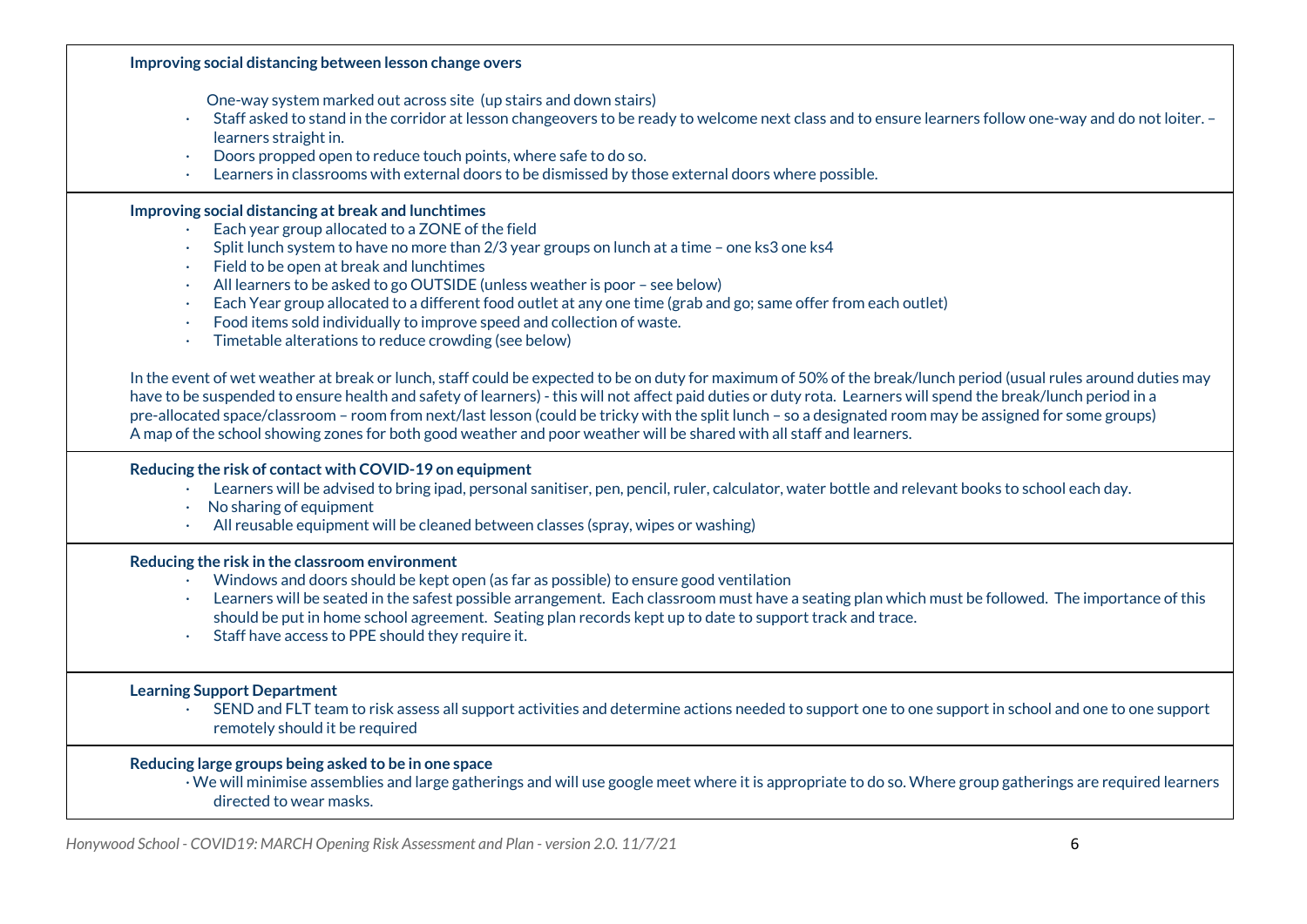**Improving social distancing between lesson change overs**

One-way system marked out across site (up stairs and down stairs)

- Staff asked to stand in the corridor at lesson changeovers to be ready to welcome next class and to ensure learners follow one-way and do not loiter. – learners straight in.
- Doors propped open to reduce touch points, where safe to do so.
- Learners in classrooms with external doors to be dismissed by those external doors where possible.

**Improving social distancing at break and lunchtimes**

- Each year group allocated to a ZONE of the field
- Split lunch system to have no more than 2/3 year groups on lunch at a time – one ks3 one ks4
- Field to be open at break and lunchtimes
- All learners to be asked to go OUTSIDE (unless weather is poor – see below)
- Each Year group allocated to a different food outlet at any one time (grab and go; same offer from each outlet)
- Food items sold individually to improve speed and collection of waste.
- Timetable alterations to reduce crowding (see below)

In the event of wet weather at break or lunch, staff could be expected to be on duty for maximum of 50% of the break/lunch period (usual rules around duties may have to be suspended to ensure health and safety of learners) - this will not affect paid duties or duty rota. Learners will spend the break/lunch period in a pre-allocated space/classroom – room from next/last lesson (could be tricky with the split lunch – so a designated room may be assigned for some groups)
A map of the school showing zones for both good weather and poor weather will be shared with all staff and learners.

**Reducing the risk of contact with COVID-19 on equipment**

- Learners will be advised to bring ipad, personal sanitiser, pen, pencil, ruler, calculator, water bottle and relevant books to school each day.
- No sharing of equipment
- All reusable equipment will be cleaned between classes (spray, wipes or washing)

**Reducing the risk in the classroom environment**

- Windows and doors should be kept open (as far as possible) to ensure good ventilation
- Learners will be seated in the safest possible arrangement. Each classroom must have a seating plan which must be followed. The importance of this should be put in home school agreement. Seating plan records kept up to date to support track and trace.
- Staff have access to PPE should they require it.

**Learning Support Department**

- SEND and FLT team to risk assess all support activities and determine actions needed to support one to one support in school and one to one support remotely should it be required

**Reducing large groups being asked to be in one space**

- We will minimise assemblies and large gatherings and will use google meet where it is appropriate to do so. Where group gatherings are required learners directed to wear masks.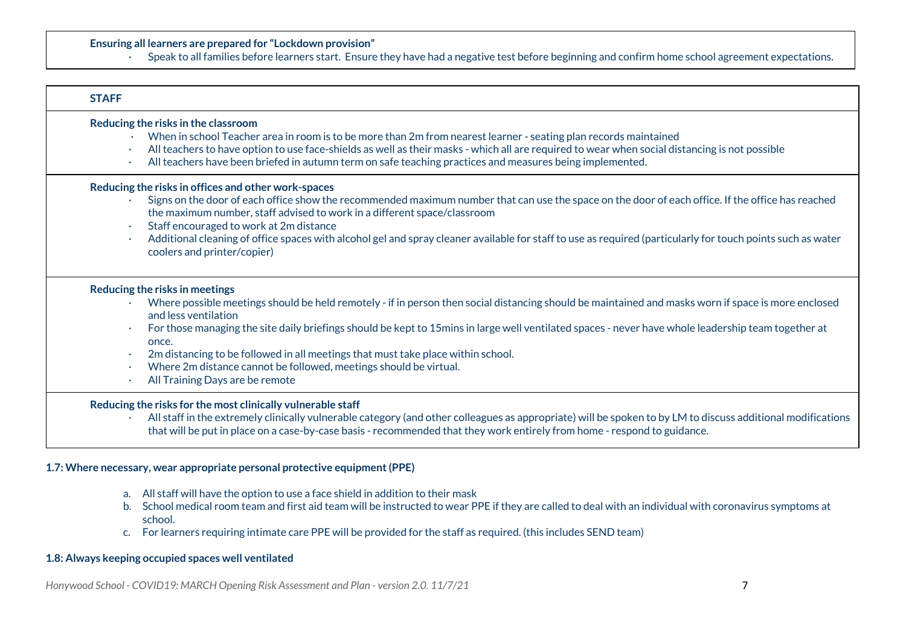**Ensuring all learners are prepared for "Lockdown provision"**

- Speak to all families before learners start. Ensure they have had a negative test before beginning and confirm home school agreement expectations.

**STAFF**

**Reducing the risks in the classroom**

- When in school Teacher area in room is to be more than 2m from nearest learner - seating plan records maintained
- All teachers to have option to use face-shields as well as their masks - which all are required to wear when social distancing is not possible
- All teachers have been briefed in autumn term on safe teaching practices and measures being implemented.

**Reducing the risks in offices and other work-spaces**

- Signs on the door of each office show the recommended maximum number that can use the space on the door of each office. If the office has reached the maximum number, staff advised to work in a different space/classroom
- Staff encouraged to work at 2m distance
- Additional cleaning of office spaces with alcohol gel and spray cleaner available for staff to use as required (particularly for touch points such as water coolers and printer/copier)

**Reducing the risks in meetings**

- Where possible meetings should be held remotely - if in person then social distancing should be maintained and masks worn if space is more enclosed and less ventilation
- For those managing the site daily briefings should be kept to 15mins in large well ventilated spaces - never have whole leadership team together at once.
- 2m distancing to be followed in all meetings that must take place within school.
- Where 2m distance cannot be followed, meetings should be virtual.
- All Training Days are be remote

**Reducing the risks for the most clinically vulnerable staff**

- All staff in the extremely clinically vulnerable category (and other colleagues as appropriate) will be spoken to by LM to discuss additional modifications that will be put in place on a case-by-case basis - recommended that they work entirely from home - respond to guidance.

**1.7: Where necessary, wear appropriate personal protective equipment (PPE)**

a. All staff will have the option to use a face shield in addition to their mask
b. School medical room team and first aid team will be instructed to wear PPE if they are called to deal with an individual with coronavirus symptoms at school.
c. For learners requiring intimate care PPE will be provided for the staff as required. (this includes SEND team)

**1.8: Always keeping occupied spaces well ventilated**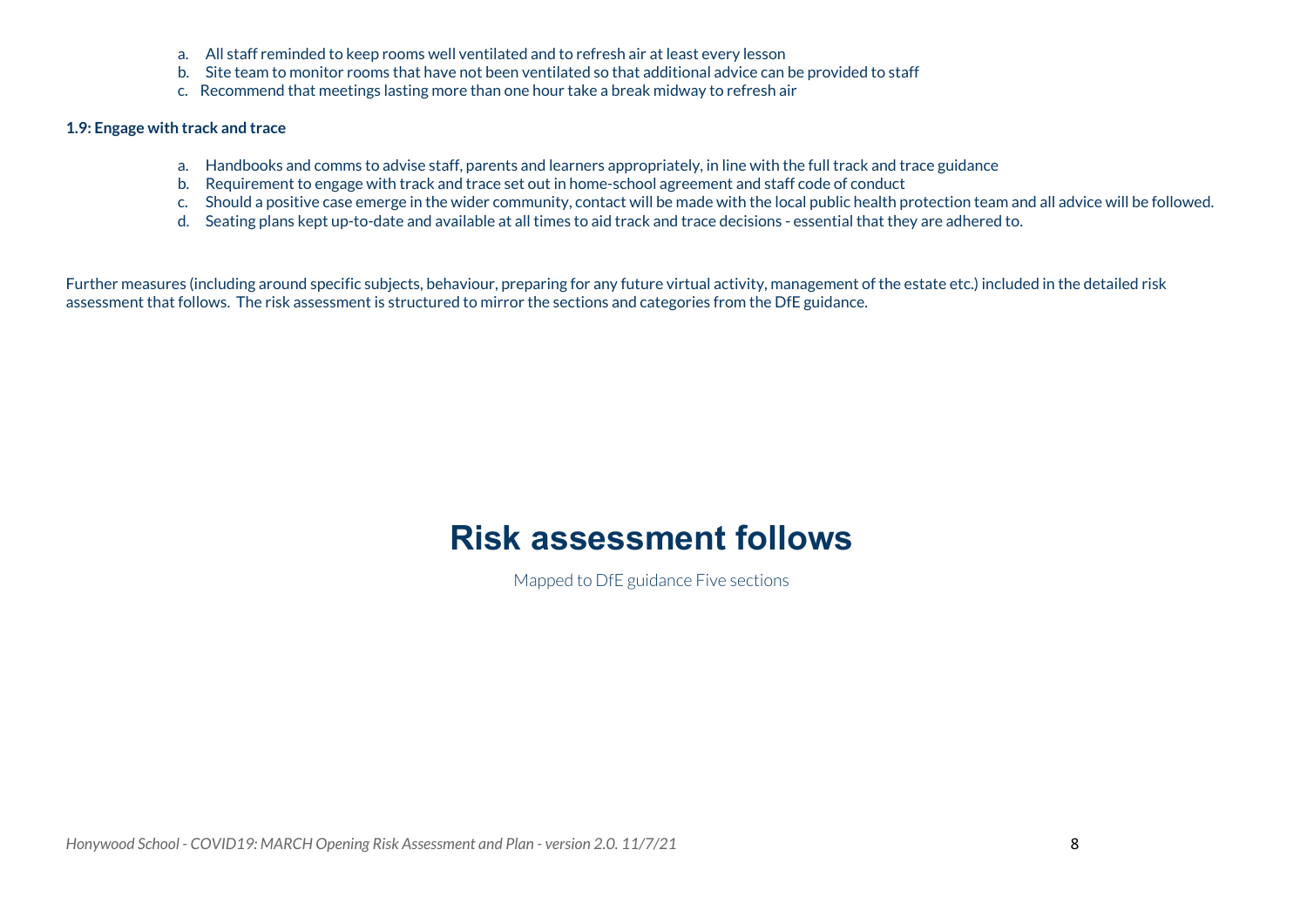a. All staff reminded to keep rooms well ventilated and to refresh air at least every lesson
b. Site team to monitor rooms that have not been ventilated so that additional advice can be provided to staff
c. Recommend that meetings lasting more than one hour take a break midway to refresh air

**1.9: Engage with track and trace**

a. Handbooks and comms to advise staff, parents and learners appropriately, in line with the full track and trace guidance
b. Requirement to engage with track and trace set out in home-school agreement and staff code of conduct
c. Should a positive case emerge in the wider community, contact will be made with the local public health protection team and all advice will be followed.
d. Seating plans kept up-to-date and available at all times to aid track and trace decisions - essential that they are adhered to.

Further measures (including around specific subjects, behaviour, preparing for any future virtual activity, management of the estate etc.) included in the detailed risk assessment that follows. The risk assessment is structured to mirror the sections and categories from the DfE guidance.

# Risk assessment follows

Mapped to DfE guidance Five sections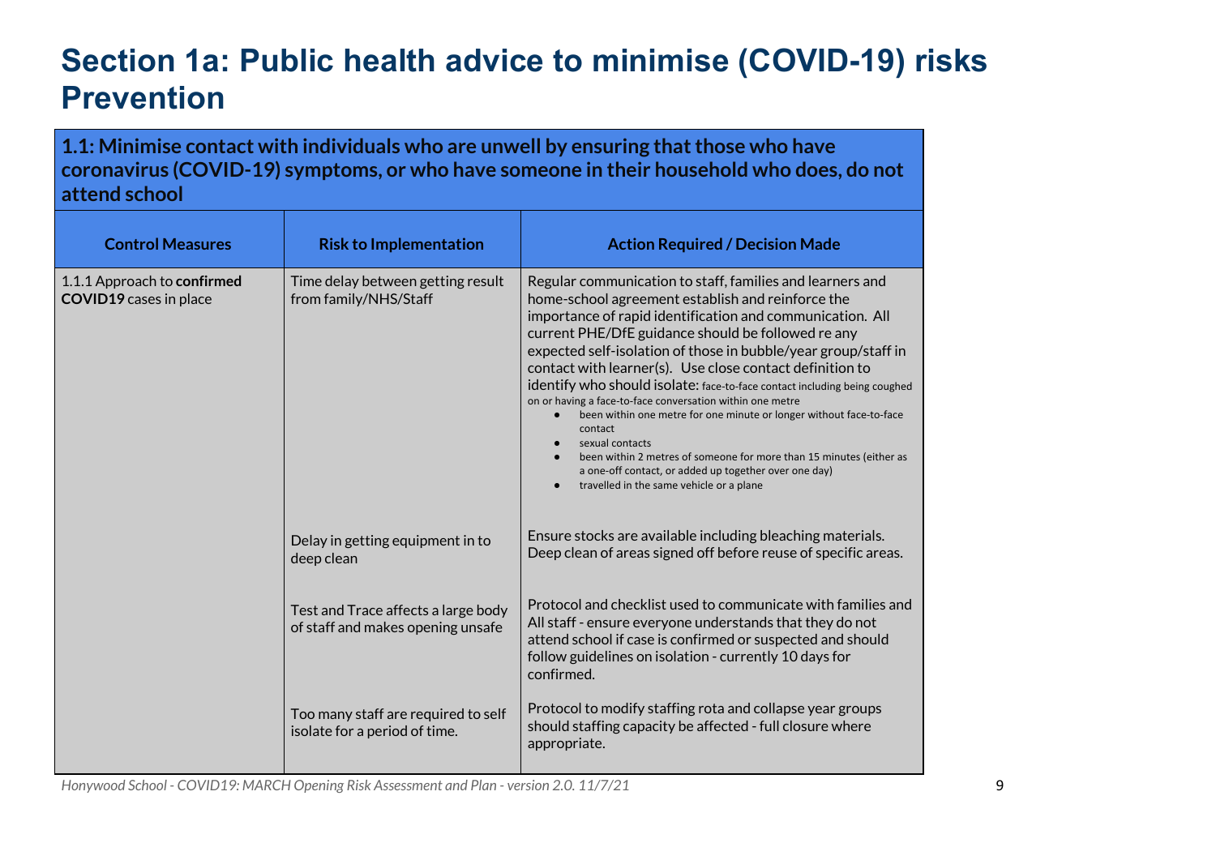# Section 1a: Public health advice to minimise (COVID-19) risks Prevention

| **1.1: Minimise contact with individuals who are unwell by ensuring that those who have coronavirus (COVID-19) symptoms, or who have someone in their household who does, do not attend school** | | |
|---|---|---|
| **Control Measures** | **Risk to Implementation** | **Action Required / Decision Made** |
| 1.1.1 Approach to **confirmed COVID19** cases in place | Time delay between getting result from family/NHS/Staff | Regular communication to staff, families and learners and home-school agreement establish and reinforce the importance of rapid identification and communication. All current PHE/DfE guidance should be followed re any expected self-isolation of those in bubble/year group/staff in contact with learner(s). Use close contact definition to identify who should isolate: face-to-face contact including being coughed on or having a face-to-face conversation within one metre<br>● been within one metre for one minute or longer without face-to-face contact<br>● sexual contacts<br>● been within 2 metres of someone for more than 15 minutes (either as a one-off contact, or added up together over one day)<br>● travelled in the same vehicle or a plane |
| | Delay in getting equipment in to deep clean | Ensure stocks are available including bleaching materials. Deep clean of areas signed off before reuse of specific areas. |
| | Test and Trace affects a large body of staff and makes opening unsafe | Protocol and checklist used to communicate with families and All staff - ensure everyone understands that they do not attend school if case is confirmed or suspected and should follow guidelines on isolation - currently 10 days for confirmed. |
| | Too many staff are required to self isolate for a period of time. | Protocol to modify staffing rota and collapse year groups should staffing capacity be affected - full closure where appropriate. |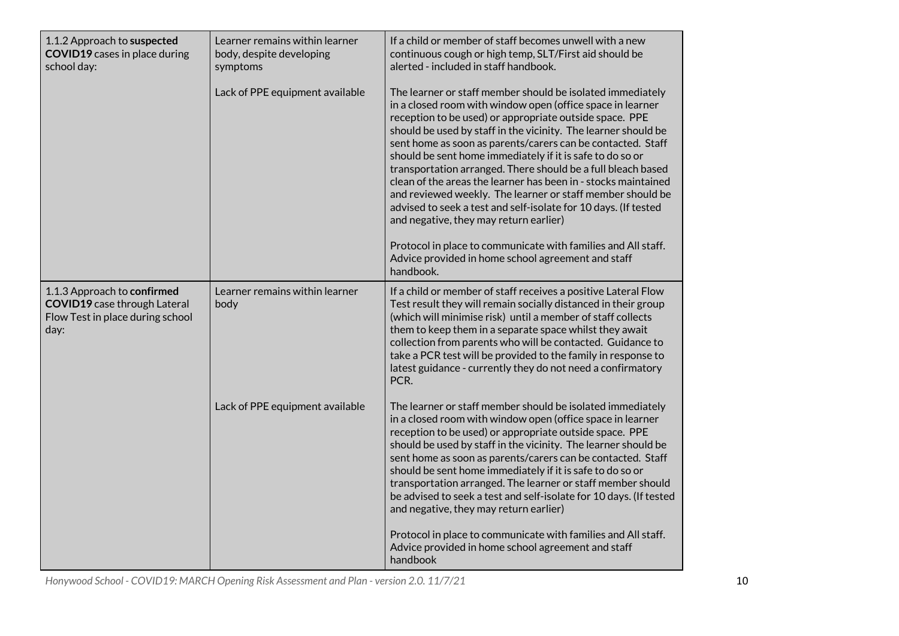| | | |
|---|---|---|
| 1.1.2 Approach to **suspected COVID19** cases in place during school day: | Learner remains within learner body, despite developing symptoms | If a child or member of staff becomes unwell with a new continuous cough or high temp, SLT/First aid should be alerted - included in staff handbook. |
| | Lack of PPE equipment available | The learner or staff member should be isolated immediately in a closed room with window open (office space in learner reception to be used) or appropriate outside space. PPE should be used by staff in the vicinity. The learner should be sent home as soon as parents/carers can be contacted. Staff should be sent home immediately if it is safe to do so or transportation arranged. There should be a full bleach based clean of the areas the learner has been in - stocks maintained and reviewed weekly. The learner or staff member should be advised to seek a test and self-isolate for 10 days. (If tested and negative, they may return earlier)<br><br>Protocol in place to communicate with families and All staff. Advice provided in home school agreement and staff handbook. |
| 1.1.3 Approach to **confirmed COVID19** case through Lateral Flow Test in place during school day: | Learner remains within learner body | If a child or member of staff receives a positive Lateral Flow Test result they will remain socially distanced in their group (which will minimise risk) until a member of staff collects them to keep them in a separate space whilst they await collection from parents who will be contacted. Guidance to take a PCR test will be provided to the family in response to latest guidance - currently they do not need a confirmatory PCR. |
| | Lack of PPE equipment available | The learner or staff member should be isolated immediately in a closed room with window open (office space in learner reception to be used) or appropriate outside space. PPE should be used by staff in the vicinity. The learner should be sent home as soon as parents/carers can be contacted. Staff should be sent home immediately if it is safe to do so or transportation arranged. The learner or staff member should be advised to seek a test and self-isolate for 10 days. (If tested and negative, they may return earlier)<br><br>Protocol in place to communicate with families and All staff. Advice provided in home school agreement and staff handbook |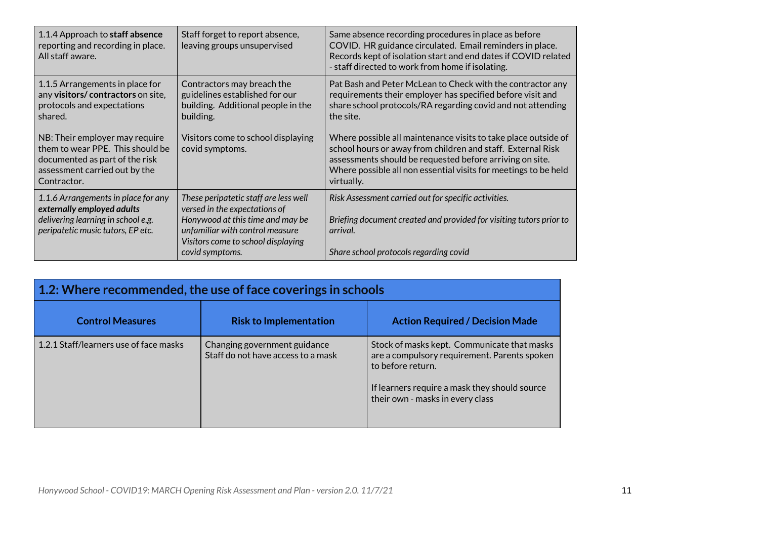| | | |
|---|---|---|
| 1.1.4 Approach to **staff absence** reporting and recording in place. All staff aware. | Staff forget to report absence, leaving groups unsupervised | Same absence recording procedures in place as before COVID. HR guidance circulated. Email reminders in place. Records kept of isolation start and end dates if COVID related - staff directed to work from home if isolating. |
| 1.1.5 Arrangements in place for any **visitors/ contractors** on site, protocols and expectations shared.<br><br>NB: Their employer may require them to wear PPE. This should be documented as part of the risk assessment carried out by the Contractor. | Contractors may breach the guidelines established for our building. Additional people in the building.<br><br>Visitors come to school displaying covid symptoms. | Pat Bash and Peter McLean to Check with the contractor any requirements their employer has specified before visit and share school protocols/RA regarding covid and not attending the site.<br><br>Where possible all maintenance visits to take place outside of school hours or away from children and staff. External Risk assessments should be requested before arriving on site. Where possible all non essential visits for meetings to be held virtually. |
| *1.1.6 Arrangements in place for any **externally employed adults** delivering learning in school e.g. peripatetic music tutors, EP etc.* | *These peripatetic staff are less well versed in the expectations of Honywood at this time and may be unfamiliar with control measure Visitors come to school displaying covid symptoms.* | *Risk Assessment carried out for specific activities.*<br><br>*Briefing document created and provided for visiting tutors prior to arrival.*<br><br>*Share school protocols regarding covid* |

## 1.2: Where recommended, the use of face coverings in schools

| Control Measures | Risk to Implementation | Action Required / Decision Made |
|---|---|---|
| 1.2.1 Staff/learners use of face masks | Changing government guidance<br>Staff do not have access to a mask | Stock of masks kept. Communicate that masks are a compulsory requirement. Parents spoken to before return.<br><br>If learners require a mask they should source their own - masks in every class |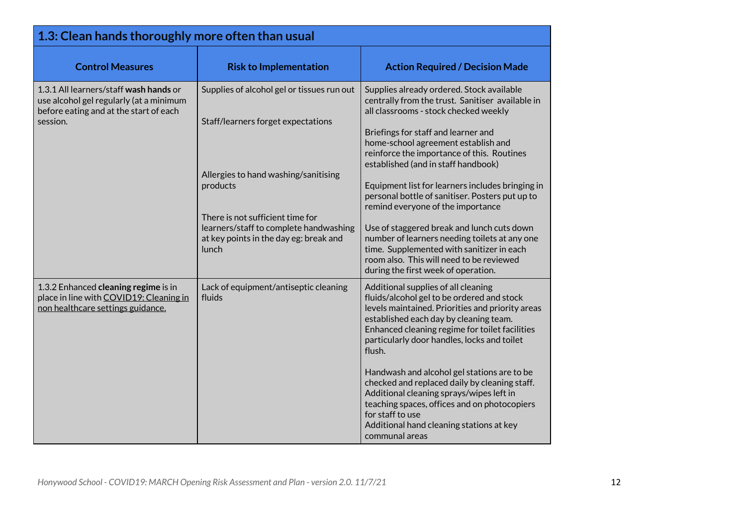## 1.3: Clean hands thoroughly more often than usual

| Control Measures | Risk to Implementation | Action Required / Decision Made |
| --- | --- | --- |
| 1.3.1 All learners/staff **wash hands** or use alcohol gel regularly (at a minimum before eating and at the start of each session. | Supplies of alcohol gel or tissues run out<br><br>Staff/learners forget expectations<br><br>Allergies to hand washing/sanitising products<br><br>There is not sufficient time for learners/staff to complete handwashing at key points in the day eg: break and lunch | Supplies already ordered. Stock available centrally from the trust. Sanitiser available in all classrooms - stock checked weekly<br><br>Briefings for staff and learner and home-school agreement establish and reinforce the importance of this. Routines established (and in staff handbook)<br><br>Equipment list for learners includes bringing in personal bottle of sanitiser. Posters put up to remind everyone of the importance<br><br>Use of staggered break and lunch cuts down number of learners needing toilets at any one time. Supplemented with sanitizer in each room also. This will need to be reviewed during the first week of operation. |
| 1.3.2 Enhanced **cleaning regime** is in place in line with COVID19: Cleaning in non healthcare settings guidance. | Lack of equipment/antiseptic cleaning fluids | Additional supplies of all cleaning fluids/alcohol gel to be ordered and stock levels maintained. Priorities and priority areas established each day by cleaning team. Enhanced cleaning regime for toilet facilities particularly door handles, locks and toilet flush.<br><br>Handwash and alcohol gel stations are to be checked and replaced daily by cleaning staff. Additional cleaning sprays/wipes left in teaching spaces, offices and on photocopiers for staff to use<br>Additional hand cleaning stations at key communal areas |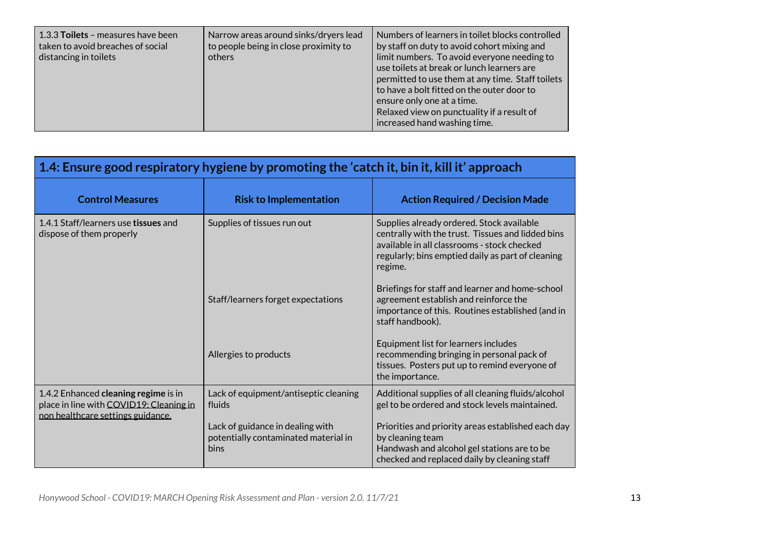| | | |
|---|---|---|
| 1.3.3 **Toilets** – measures have been taken to avoid breaches of social distancing in toilets | Narrow areas around sinks/dryers lead to people being in close proximity to others | Numbers of learners in toilet blocks controlled by staff on duty to avoid cohort mixing and limit numbers. To avoid everyone needing to use toilets at break or lunch learners are permitted to use them at any time. Staff toilets to have a bolt fitted on the outer door to ensure only one at a time.<br>Relaxed view on punctuality if a result of increased hand washing time. |

## 1.4: Ensure good respiratory hygiene by promoting the 'catch it, bin it, kill it' approach

| Control Measures | Risk to Implementation | Action Required / Decision Made |
|---|---|---|
| 1.4.1 Staff/learners use **tissues** and dispose of them properly | Supplies of tissues run out | Supplies already ordered. Stock available centrally with the trust. Tissues and lidded bins available in all classrooms - stock checked regularly; bins emptied daily as part of cleaning regime. |
| | Staff/learners forget expectations | Briefings for staff and learner and home-school agreement establish and reinforce the importance of this. Routines established (and in staff handbook). |
| | Allergies to products | Equipment list for learners includes recommending bringing in personal pack of tissues. Posters put up to remind everyone of the importance. |
| 1.4.2 Enhanced **cleaning regime** is in place in line with COVID19: Cleaning in non healthcare settings guidance. | Lack of equipment/antiseptic cleaning fluids | Additional supplies of all cleaning fluids/alcohol gel to be ordered and stock levels maintained. |
| | Lack of guidance in dealing with potentially contaminated material in bins | Priorities and priority areas established each day by cleaning team<br>Handwash and alcohol gel stations are to be checked and replaced daily by cleaning staff |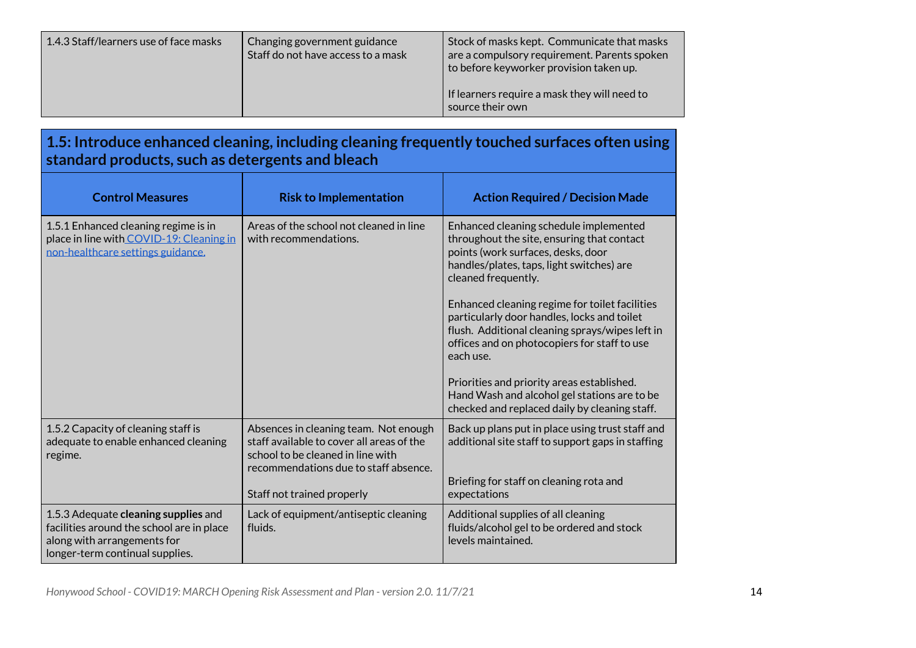| | | |
|---|---|---|
| 1.4.3 Staff/learners use of face masks | Changing government guidance<br>Staff do not have access to a mask | Stock of masks kept. Communicate that masks are a compulsory requirement. Parents spoken to before keyworker provision taken up.<br><br>If learners require a mask they will need to source their own |

## 1.5: Introduce enhanced cleaning, including cleaning frequently touched surfaces often using standard products, such as detergents and bleach

| Control Measures | Risk to Implementation | Action Required / Decision Made |
|---|---|---|
| 1.5.1 Enhanced cleaning regime is in place in line with [COVID-19: Cleaning in non-healthcare settings guidance.]() | Areas of the school not cleaned in line with recommendations. | Enhanced cleaning schedule implemented throughout the site, ensuring that contact points (work surfaces, desks, door handles/plates, taps, light switches) are cleaned frequently.<br><br>Enhanced cleaning regime for toilet facilities particularly door handles, locks and toilet flush. Additional cleaning sprays/wipes left in offices and on photocopiers for staff to use each use.<br><br>Priorities and priority areas established. Hand Wash and alcohol gel stations are to be checked and replaced daily by cleaning staff. |
| 1.5.2 Capacity of cleaning staff is adequate to enable enhanced cleaning regime. | Absences in cleaning team. Not enough staff available to cover all areas of the school to be cleaned in line with recommendations due to staff absence.<br><br>Staff not trained properly | Back up plans put in place using trust staff and additional site staff to support gaps in staffing<br><br>Briefing for staff on cleaning rota and expectations |
| 1.5.3 Adequate **cleaning supplies** and facilities around the school are in place along with arrangements for longer-term continual supplies. | Lack of equipment/antiseptic cleaning fluids. | Additional supplies of all cleaning fluids/alcohol gel to be ordered and stock levels maintained. |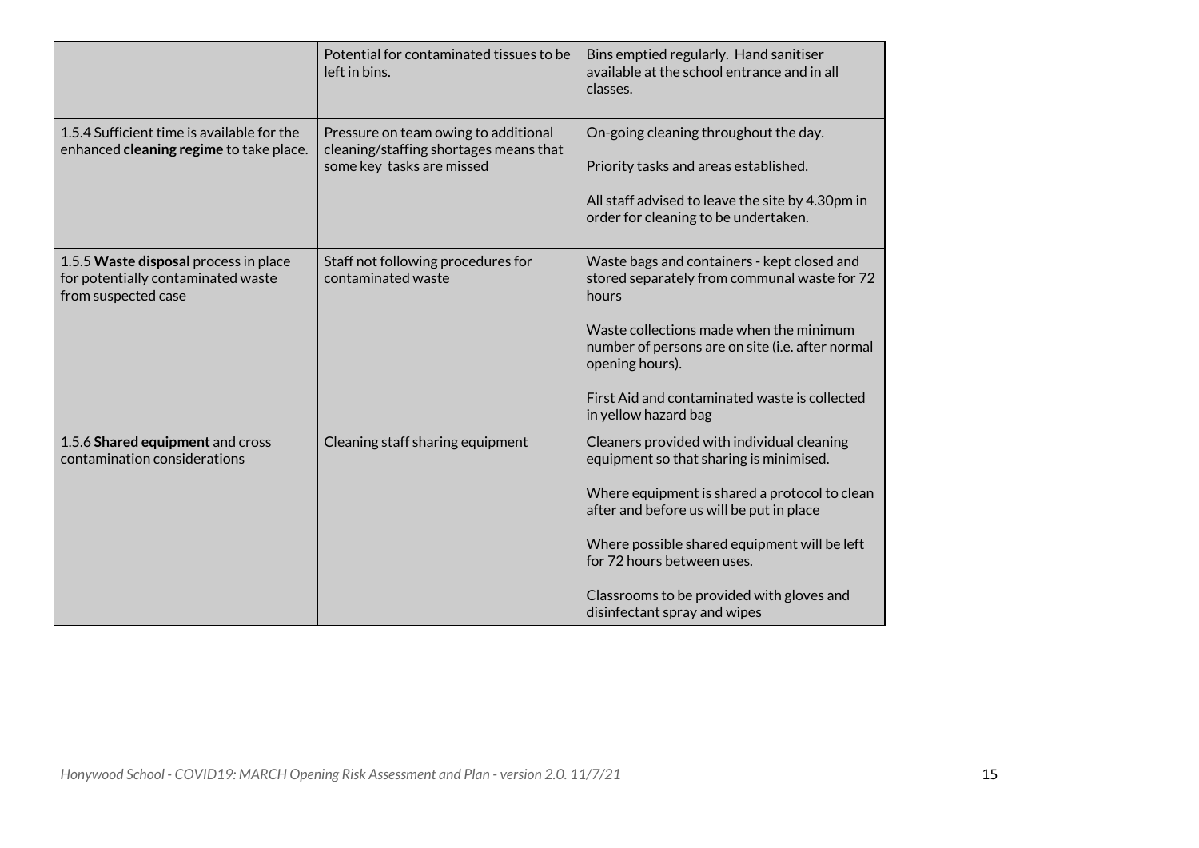| | | |
|---|---|---|
| | Potential for contaminated tissues to be left in bins. | Bins emptied regularly. Hand sanitiser available at the school entrance and in all classes. |
| 1.5.4 Sufficient time is available for the enhanced **cleaning regime** to take place. | Pressure on team owing to additional cleaning/staffing shortages means that some key tasks are missed | On-going cleaning throughout the day.<br><br>Priority tasks and areas established.<br><br>All staff advised to leave the site by 4.30pm in order for cleaning to be undertaken. |
| 1.5.5 **Waste disposal** process in place for potentially contaminated waste from suspected case | Staff not following procedures for contaminated waste | Waste bags and containers - kept closed and stored separately from communal waste for 72 hours<br><br>Waste collections made when the minimum number of persons are on site (i.e. after normal opening hours).<br><br>First Aid and contaminated waste is collected in yellow hazard bag |
| 1.5.6 **Shared equipment** and cross contamination considerations | Cleaning staff sharing equipment | Cleaners provided with individual cleaning equipment so that sharing is minimised.<br><br>Where equipment is shared a protocol to clean after and before us will be put in place<br><br>Where possible shared equipment will be left for 72 hours between uses.<br><br>Classrooms to be provided with gloves and disinfectant spray and wipes |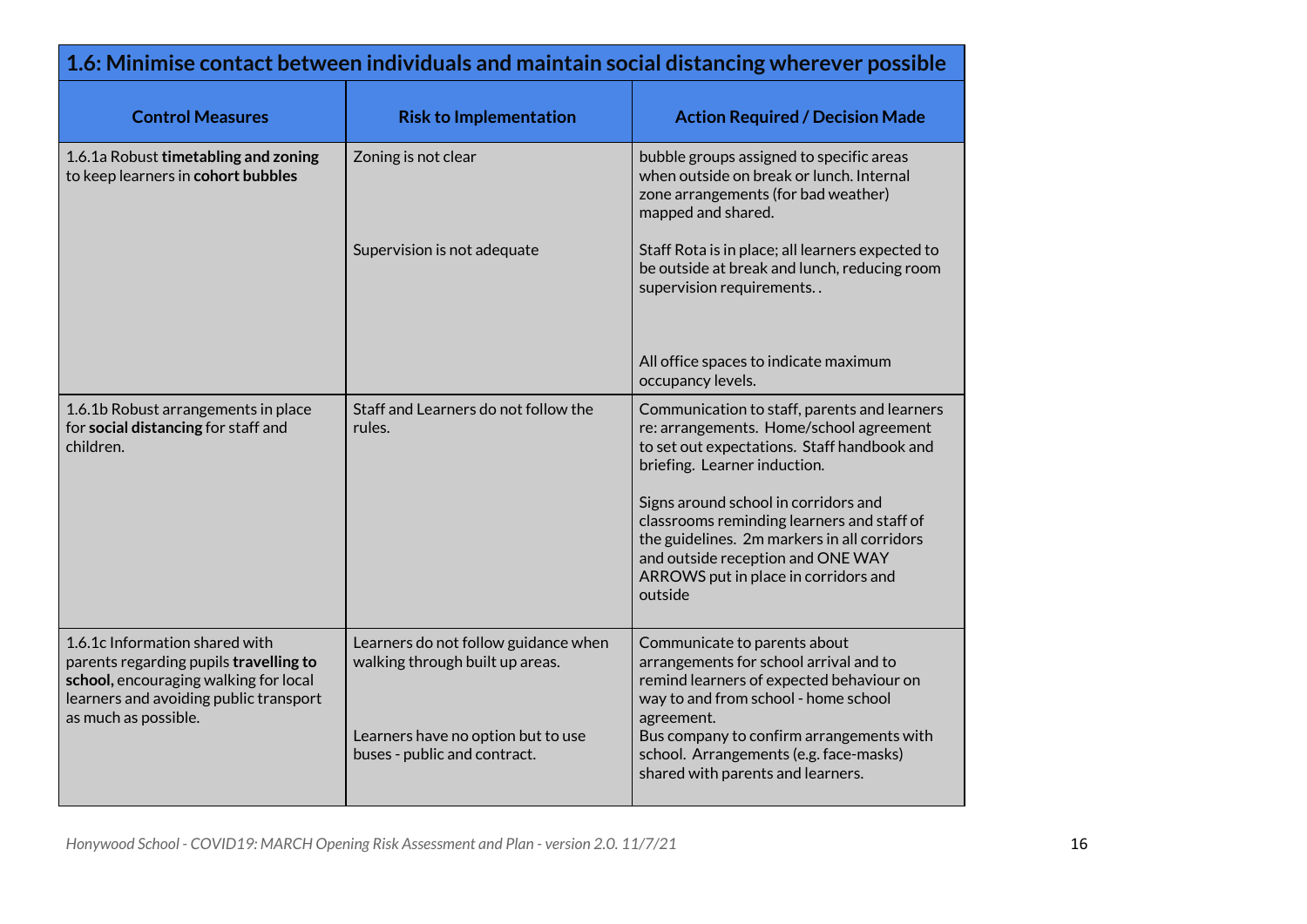| 1.6: Minimise contact between individuals and maintain social distancing wherever possible | | |
|---|---|---|
| **Control Measures** | **Risk to Implementation** | **Action Required / Decision Made** |
| 1.6.1a Robust **timetabling and zoning** to keep learners in **cohort bubbles** | Zoning is not clear<br><br>Supervision is not adequate | bubble groups assigned to specific areas when outside on break or lunch. Internal zone arrangements (for bad weather) mapped and shared.<br><br>Staff Rota is in place; all learners expected to be outside at break and lunch, reducing room supervision requirements. .<br><br>All office spaces to indicate maximum occupancy levels. |
| 1.6.1b Robust arrangements in place for **social distancing** for staff and children. | Staff and Learners do not follow the rules. | Communication to staff, parents and learners re: arrangements. Home/school agreement to set out expectations. Staff handbook and briefing. Learner induction.<br><br>Signs around school in corridors and classrooms reminding learners and staff of the guidelines. 2m markers in all corridors and outside reception and ONE WAY ARROWS put in place in corridors and outside |
| 1.6.1c Information shared with parents regarding pupils **travelling to school,** encouraging walking for local learners and avoiding public transport as much as possible. | Learners do not follow guidance when walking through built up areas.<br><br>Learners have no option but to use buses - public and contract. | Communicate to parents about arrangements for school arrival and to remind learners of expected behaviour on way to and from school - home school agreement.<br>Bus company to confirm arrangements with school. Arrangements (e.g. face-masks) shared with parents and learners. |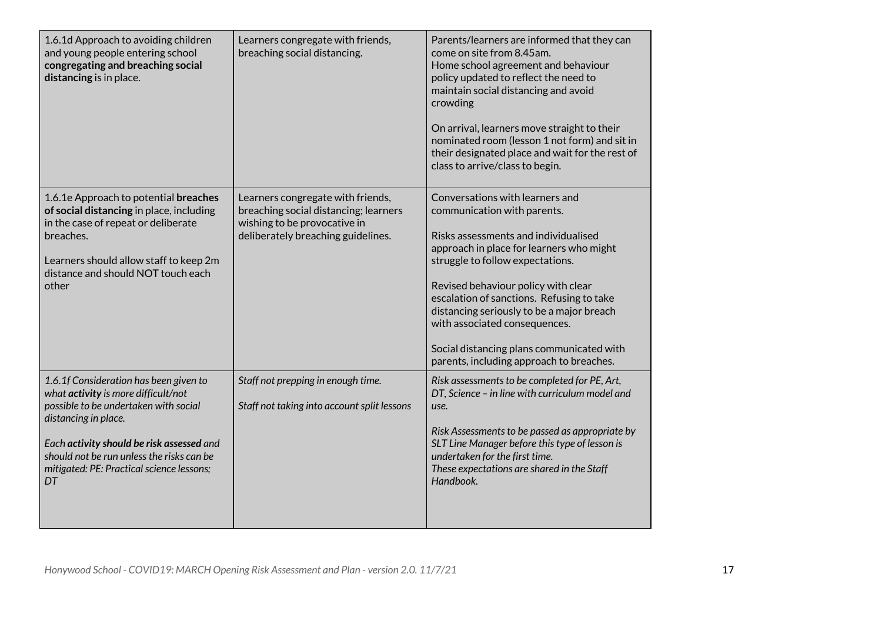| | | |
|---|---|---|
| 1.6.1d Approach to avoiding children and young people entering school **congregating and breaching social distancing** is in place. | Learners congregate with friends, breaching social distancing. | Parents/learners are informed that they can come on site from 8.45am.<br>Home school agreement and behaviour policy updated to reflect the need to maintain social distancing and avoid crowding<br><br>On arrival, learners move straight to their nominated room (lesson 1 not form) and sit in their designated place and wait for the rest of class to arrive/class to begin. |
| 1.6.1e Approach to potential **breaches of social distancing** in place, including in the case of repeat or deliberate breaches.<br><br>Learners should allow staff to keep 2m distance and should NOT touch each other | Learners congregate with friends, breaching social distancing; learners wishing to be provocative in deliberately breaching guidelines. | Conversations with learners and communication with parents.<br><br>Risks assessments and individualised approach in place for learners who might struggle to follow expectations.<br><br>Revised behaviour policy with clear escalation of sanctions. Refusing to take distancing seriously to be a major breach with associated consequences.<br><br>Social distancing plans communicated with parents, including approach to breaches. |
| *1.6.1f Consideration has been given to what **activity** is more difficult/not possible to be undertaken with social distancing in place.*<br><br>*Each **activity should be risk assessed** and should not be run unless the risks can be mitigated: PE: Practical science lessons; DT* | *Staff not prepping in enough time.*<br><br>*Staff not taking into account split lessons* | *Risk assessments to be completed for PE, Art, DT, Science – in line with curriculum model and use.*<br><br>*Risk Assessments to be passed as appropriate by SLT Line Manager before this type of lesson is undertaken for the first time.*<br>*These expectations are shared in the Staff Handbook.* |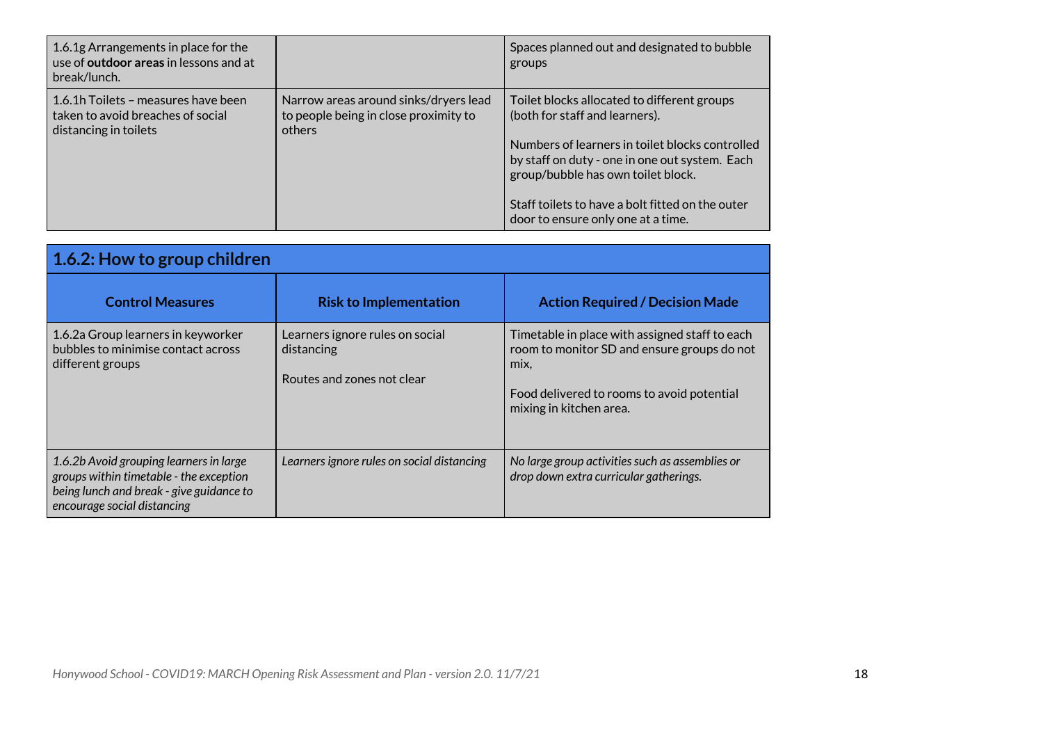| | | |
|---|---|---|
| 1.6.1g Arrangements in place for the use of **outdoor areas** in lessons and at break/lunch. | | Spaces planned out and designated to bubble groups |
| 1.6.1h Toilets – measures have been taken to avoid breaches of social distancing in toilets | Narrow areas around sinks/dryers lead to people being in close proximity to others | Toilet blocks allocated to different groups (both for staff and learners).<br><br>Numbers of learners in toilet blocks controlled by staff on duty - one in one out system. Each group/bubble has own toilet block.<br><br>Staff toilets to have a bolt fitted on the outer door to ensure only one at a time. |

## 1.6.2: How to group children

| Control Measures | Risk to Implementation | Action Required / Decision Made |
|---|---|---|
| 1.6.2a Group learners in keyworker bubbles to minimise contact across different groups | Learners ignore rules on social distancing<br><br>Routes and zones not clear | Timetable in place with assigned staff to each room to monitor SD and ensure groups do not mix,<br><br>Food delivered to rooms to avoid potential mixing in kitchen area. |
| *1.6.2b Avoid grouping learners in large groups within timetable - the exception being lunch and break - give guidance to encourage social distancing* | *Learners ignore rules on social distancing* | *No large group activities such as assemblies or drop down extra curricular gatherings.* |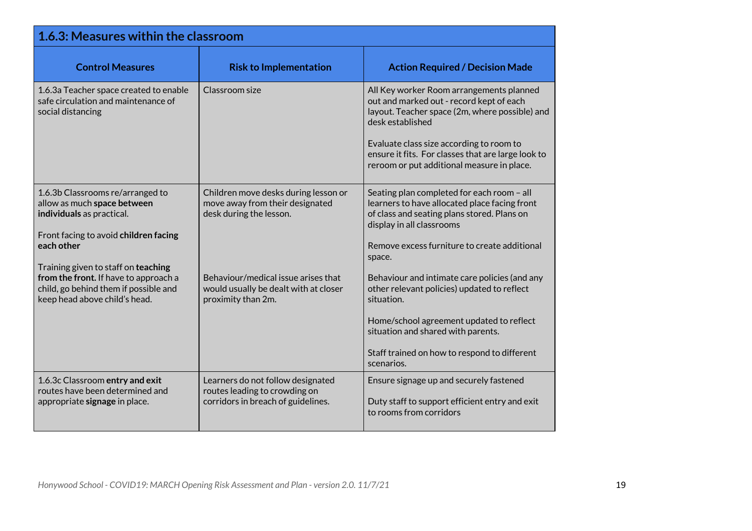## 1.6.3: Measures within the classroom

| Control Measures | Risk to Implementation | Action Required / Decision Made |
|---|---|---|
| 1.6.3a Teacher space created to enable safe circulation and maintenance of social distancing | Classroom size | All Key worker Room arrangements planned out and marked out - record kept of each layout. Teacher space (2m, where possible) and desk established<br><br>Evaluate class size according to room to ensure it fits. For classes that are large look to reroom or put additional measure in place. |
| 1.6.3b Classrooms re/arranged to allow as much **space between individuals** as practical.<br><br>Front facing to avoid **children facing each other**<br><br>Training given to staff on **teaching from the front.** If have to approach a child, go behind them if possible and keep head above child's head. | Children move desks during lesson or move away from their designated desk during the lesson.<br><br>Behaviour/medical issue arises that would usually be dealt with at closer proximity than 2m. | Seating plan completed for each room – all learners to have allocated place facing front of class and seating plans stored. Plans on display in all classrooms<br><br>Remove excess furniture to create additional space.<br><br>Behaviour and intimate care policies (and any other relevant policies) updated to reflect situation.<br><br>Home/school agreement updated to reflect situation and shared with parents.<br><br>Staff trained on how to respond to different scenarios. |
| 1.6.3c Classroom **entry and exit** routes have been determined and appropriate **signage** in place. | Learners do not follow designated routes leading to crowding on corridors in breach of guidelines. | Ensure signage up and securely fastened<br><br>Duty staff to support efficient entry and exit to rooms from corridors |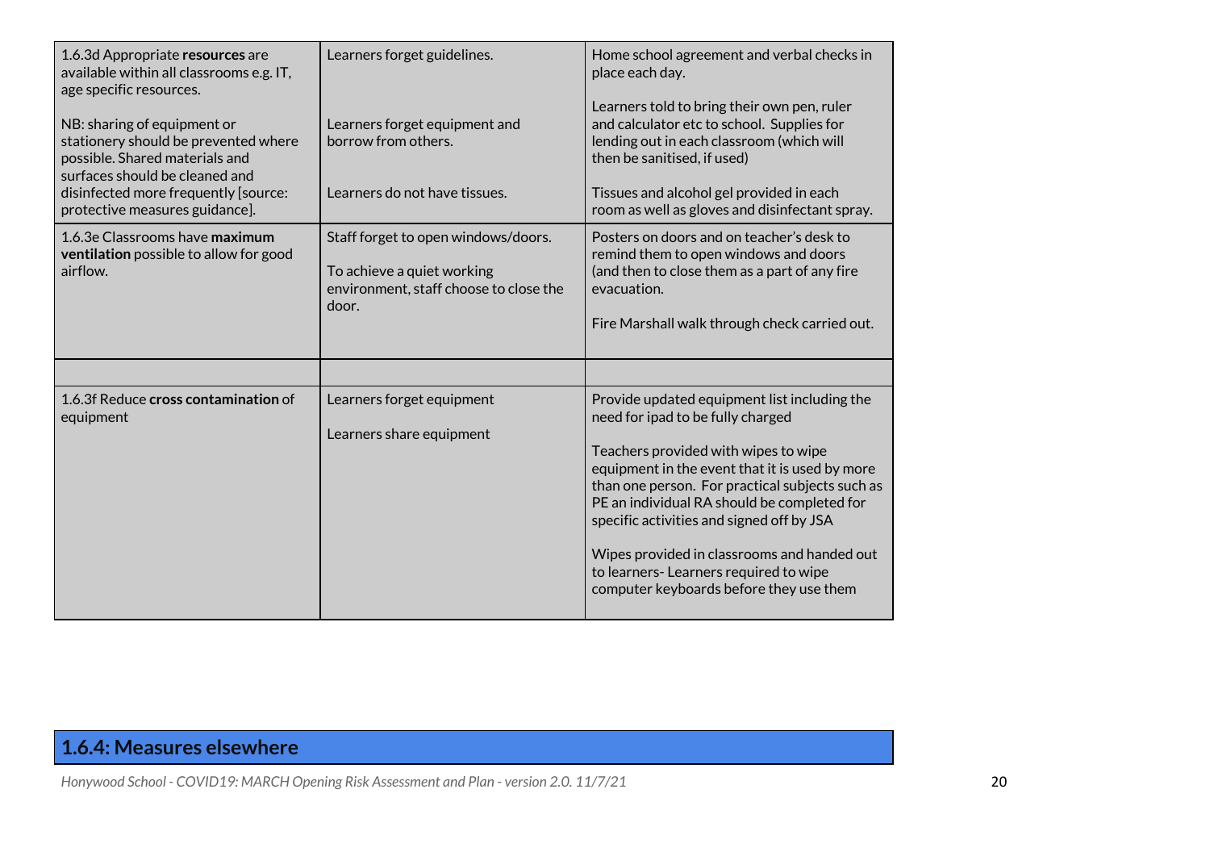| | | |
|---|---|---|
| 1.6.3d Appropriate **resources** are available within all classrooms e.g. IT, age specific resources.<br><br>NB: sharing of equipment or stationery should be prevented where possible. Shared materials and surfaces should be cleaned and disinfected more frequently [source: protective measures guidance]. | Learners forget guidelines.<br><br>Learners forget equipment and borrow from others.<br><br>Learners do not have tissues. | Home school agreement and verbal checks in place each day.<br><br>Learners told to bring their own pen, ruler and calculator etc to school. Supplies for lending out in each classroom (which will then be sanitised, if used)<br><br>Tissues and alcohol gel provided in each room as well as gloves and disinfectant spray. |
| 1.6.3e Classrooms have **maximum ventilation** possible to allow for good airflow. | Staff forget to open windows/doors.<br><br>To achieve a quiet working environment, staff choose to close the door. | Posters on doors and on teacher's desk to remind them to open windows and doors (and then to close them as a part of any fire evacuation.<br><br>Fire Marshall walk through check carried out. |
| | | |
| 1.6.3f Reduce **cross contamination** of equipment | Learners forget equipment<br><br>Learners share equipment | Provide updated equipment list including the need for ipad to be fully charged<br><br>Teachers provided with wipes to wipe equipment in the event that it is used by more than one person. For practical subjects such as PE an individual RA should be completed for specific activities and signed off by JSA<br><br>Wipes provided in classrooms and handed out to learners- Learners required to wipe computer keyboards before they use them |

## 1.6.4: Measures elsewhere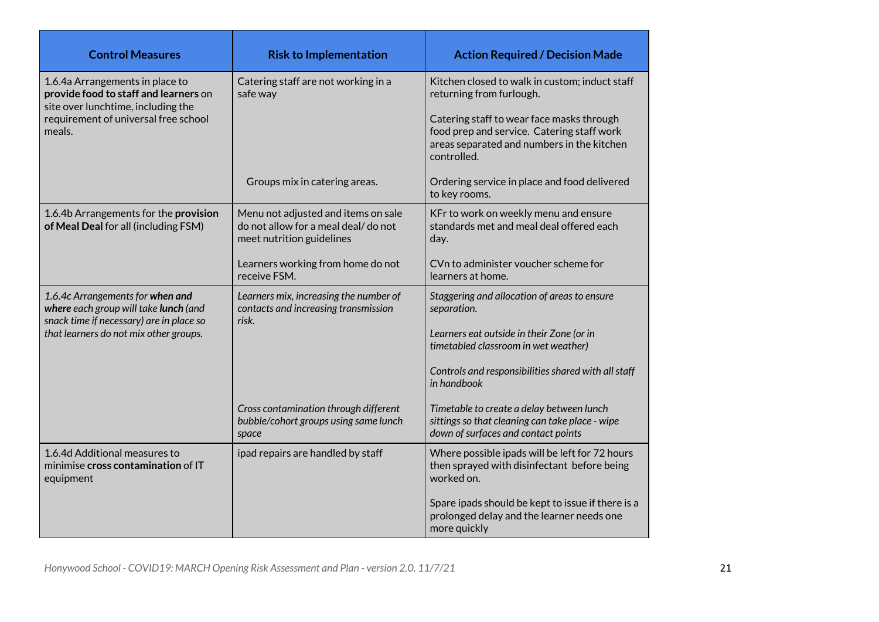| Control Measures | Risk to Implementation | Action Required / Decision Made |
|---|---|---|
| 1.6.4a Arrangements in place to **provide food to staff and learners** on site over lunchtime, including the requirement of universal free school meals. | Catering staff are not working in a safe way | Kitchen closed to walk in custom; induct staff returning from furlough.<br><br>Catering staff to wear face masks through food prep and service. Catering staff work areas separated and numbers in the kitchen controlled. |
| | Groups mix in catering areas. | Ordering service in place and food delivered to key rooms. |
| 1.6.4b Arrangements for the **provision of Meal Deal** for all (including FSM) | Menu not adjusted and items on sale do not allow for a meal deal/ do not meet nutrition guidelines | KFr to work on weekly menu and ensure standards met and meal deal offered each day. |
| | Learners working from home do not receive FSM. | CVn to administer voucher scheme for learners at home. |
| *1.6.4c Arrangements for **when and where** each group will take **lunch** (and snack time if necessary) are in place so that learners do not mix other groups.* | *Learners mix, increasing the number of contacts and increasing transmission risk.* | *Staggering and allocation of areas to ensure separation.*<br><br>*Learners eat outside in their Zone (or in timetabled classroom in wet weather)*<br><br>*Controls and responsibilities shared with all staff in handbook* |
| | *Cross contamination through different bubble/cohort groups using same lunch space* | *Timetable to create a delay between lunch sittings so that cleaning can take place - wipe down of surfaces and contact points* |
| 1.6.4d Additional measures to minimise **cross contamination** of IT equipment | ipad repairs are handled by staff | Where possible ipads will be left for 72 hours then sprayed with disinfectant before being worked on.<br><br>Spare ipads should be kept to issue if there is a prolonged delay and the learner needs one more quickly |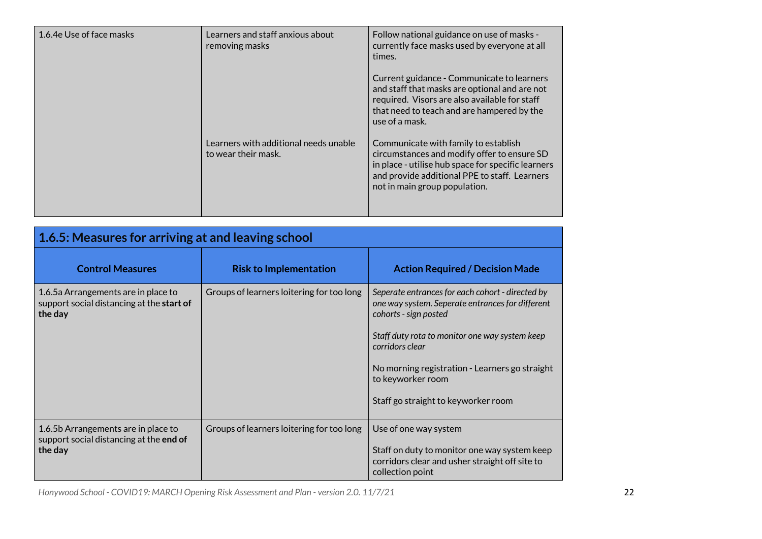| | | |
|---|---|---|
| 1.6.4e Use of face masks | Learners and staff anxious about removing masks | Follow national guidance on use of masks - currently face masks used by everyone at all times.<br><br>Current guidance - Communicate to learners and staff that masks are optional and are not required. Visors are also available for staff that need to teach and are hampered by the use of a mask. |
| | Learners with additional needs unable to wear their mask. | Communicate with family to establish circumstances and modify offer to ensure SD in place - utilise hub space for specific learners and provide additional PPE to staff. Learners not in main group population. |

## 1.6.5: Measures for arriving at and leaving school

| Control Measures | Risk to Implementation | Action Required / Decision Made |
|---|---|---|
| 1.6.5a Arrangements are in place to support social distancing at the **start of the day** | Groups of learners loitering for too long | *Seperate entrances for each cohort - directed by one way system. Seperate entrances for different cohorts - sign posted*<br><br>*Staff duty rota to monitor one way system keep corridors clear*<br><br>No morning registration - Learners go straight to keyworker room<br><br>Staff go straight to keyworker room |
| 1.6.5b Arrangements are in place to support social distancing at the **end of the day** | Groups of learners loitering for too long | Use of one way system<br><br>Staff on duty to monitor one way system keep corridors clear and usher straight off site to collection point |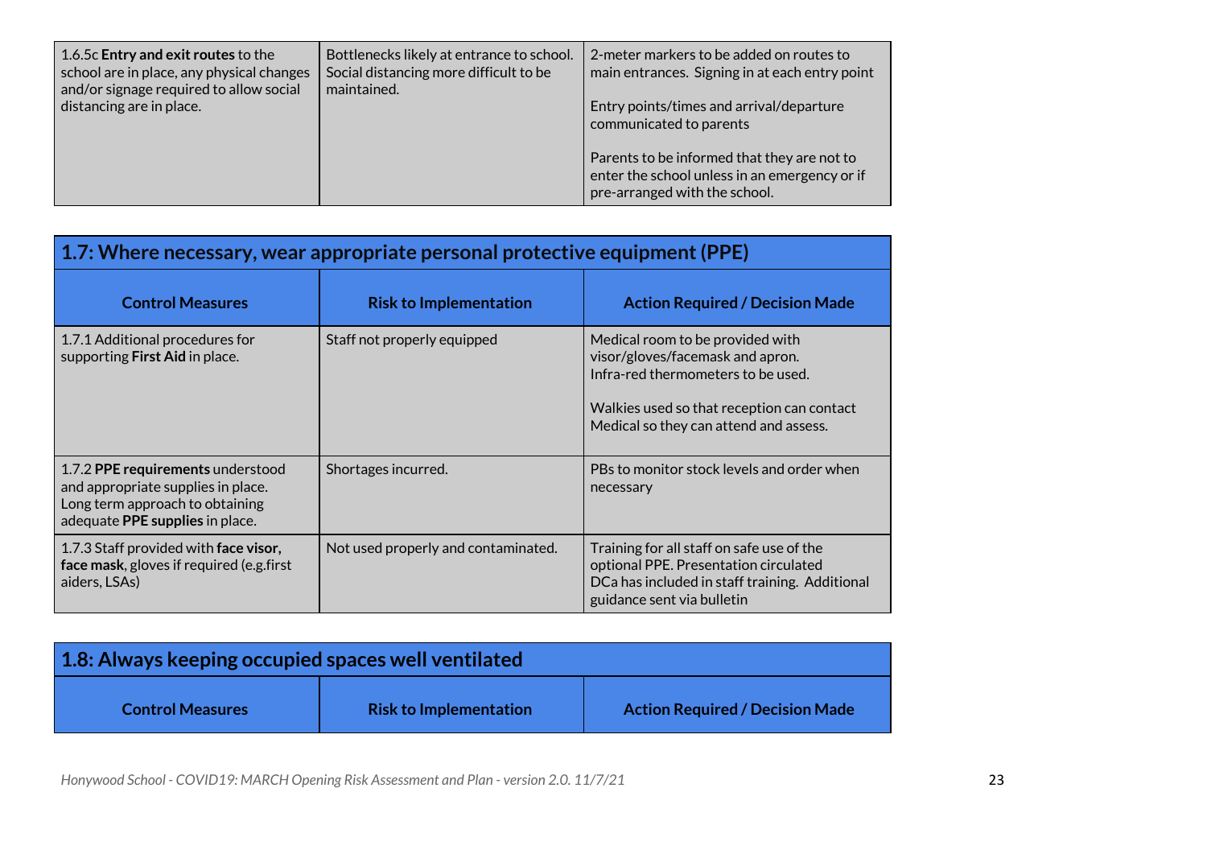| 1.6.5c **Entry and exit routes** to the school are in place, any physical changes and/or signage required to allow social distancing are in place. | Bottlenecks likely at entrance to school. Social distancing more difficult to be maintained. | 2-meter markers to be added on routes to main entrances. Signing in at each entry point<br><br>Entry points/times and arrival/departure communicated to parents<br><br>Parents to be informed that they are not to enter the school unless in an emergency or if pre-arranged with the school. |
|---|---|---|

## 1.7: Where necessary, wear appropriate personal protective equipment (PPE)

| Control Measures | Risk to Implementation | Action Required / Decision Made |
|---|---|---|
| 1.7.1 Additional procedures for supporting **First Aid** in place. | Staff not properly equipped | Medical room to be provided with visor/gloves/facemask and apron. Infra-red thermometers to be used.<br><br>Walkies used so that reception can contact Medical so they can attend and assess. |
| 1.7.2 **PPE requirements** understood and appropriate supplies in place. Long term approach to obtaining adequate **PPE supplies** in place. | Shortages incurred. | PBs to monitor stock levels and order when necessary |
| 1.7.3 Staff provided with **face visor, face mask**, gloves if required (e.g.first aiders, LSAs) | Not used properly and contaminated. | Training for all staff on safe use of the optional PPE. Presentation circulated DCa has included in staff training. Additional guidance sent via bulletin |

## 1.8: Always keeping occupied spaces well ventilated

| Control Measures | Risk to Implementation | Action Required / Decision Made |
|---|---|---|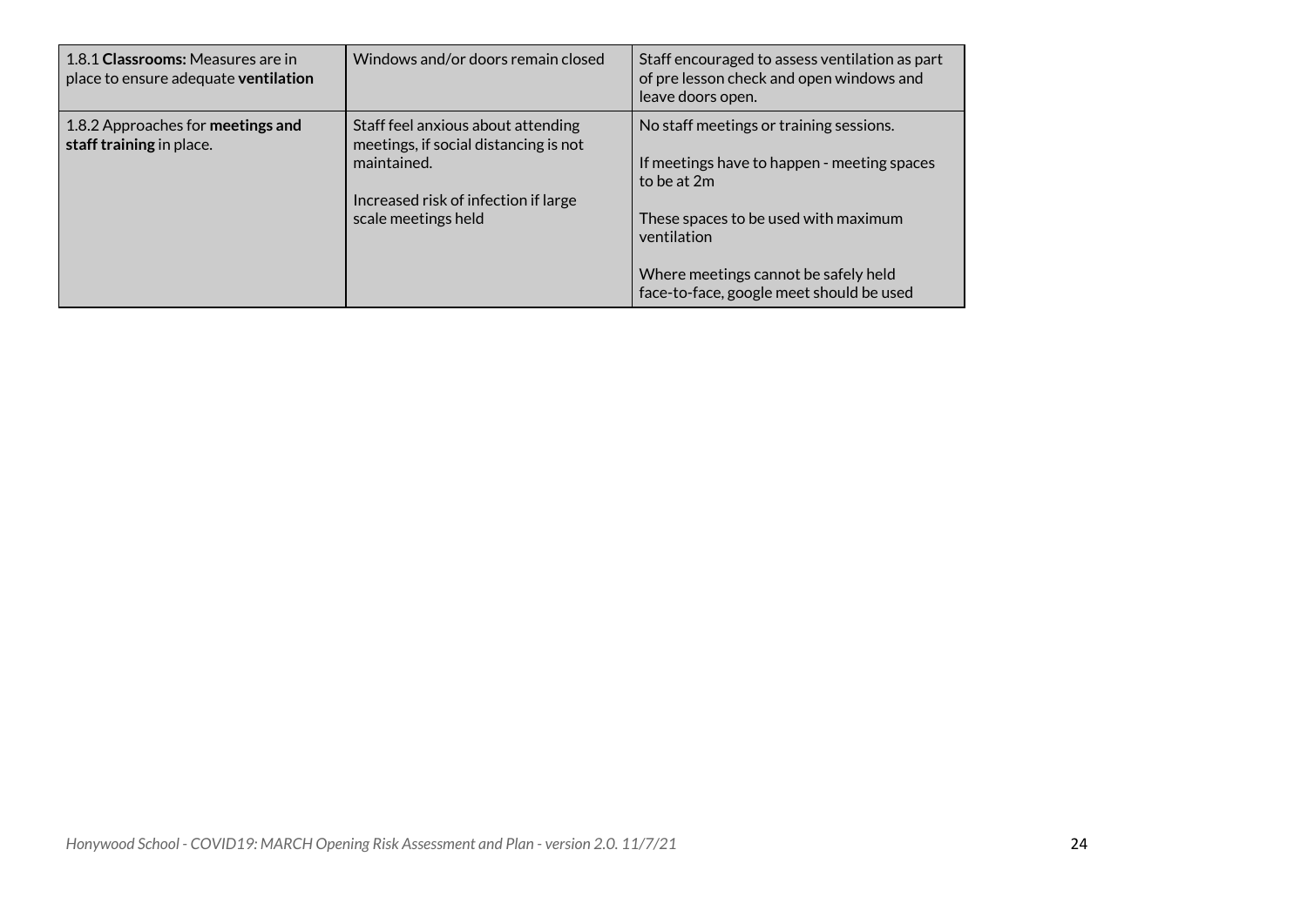| | | |
|---|---|---|
| 1.8.1 **Classrooms:** Measures are in place to ensure adequate **ventilation** | Windows and/or doors remain closed | Staff encouraged to assess ventilation as part of pre lesson check and open windows and leave doors open. |
| 1.8.2 Approaches for **meetings and staff training** in place. | Staff feel anxious about attending meetings, if social distancing is not maintained.<br><br>Increased risk of infection if large scale meetings held | No staff meetings or training sessions.<br><br>If meetings have to happen - meeting spaces to be at 2m<br><br>These spaces to be used with maximum ventilation<br><br>Where meetings cannot be safely held face-to-face, google meet should be used |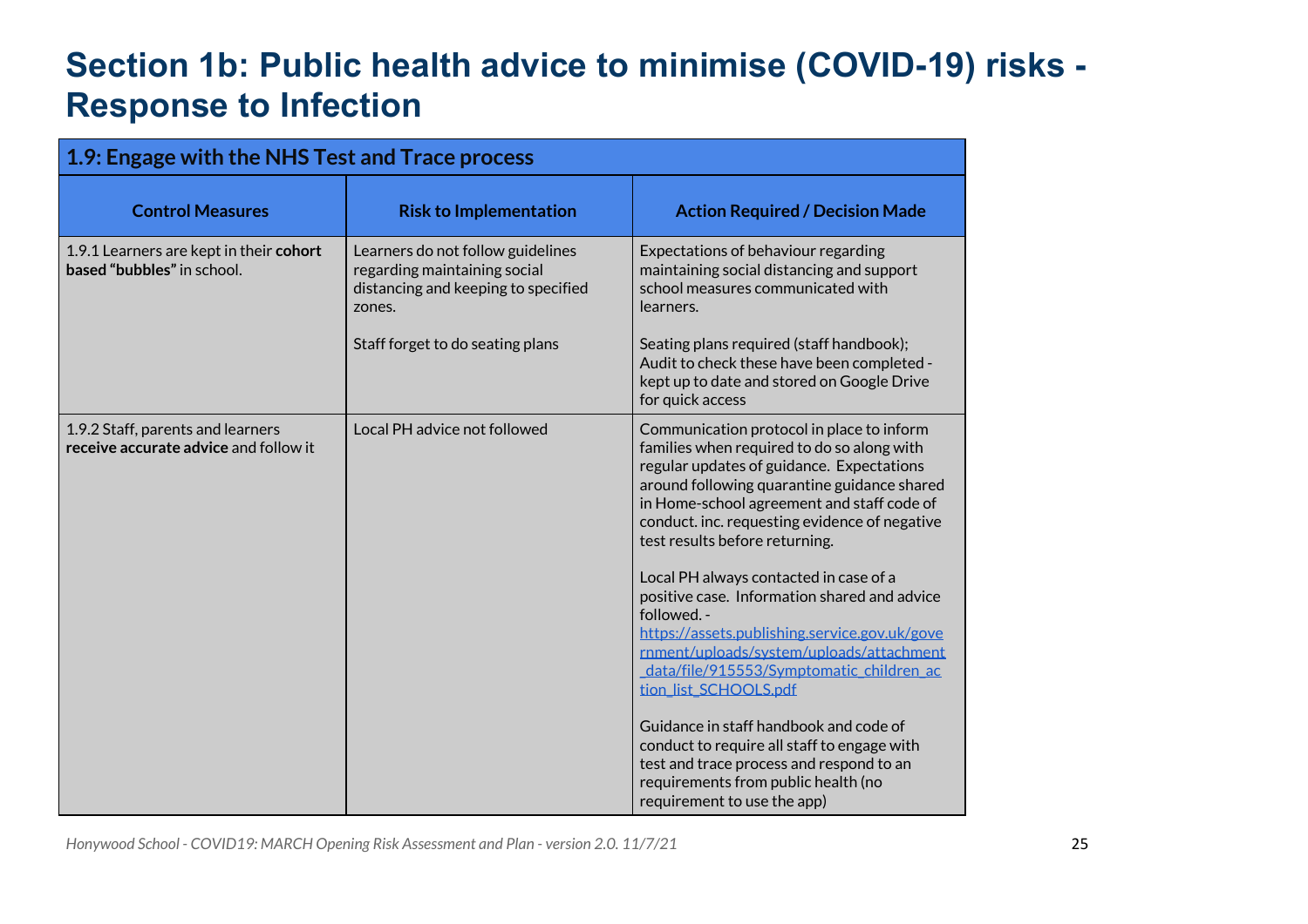# Section 1b: Public health advice to minimise (COVID-19) risks - Response to Infection

| **1.9: Engage with the NHS Test and Trace process** | | |
|---|---|---|
| **Control Measures** | **Risk to Implementation** | **Action Required / Decision Made** |
| 1.9.1 Learners are kept in their **cohort based "bubbles"** in school. | Learners do not follow guidelines regarding maintaining social distancing and keeping to specified zones.<br><br>Staff forget to do seating plans | Expectations of behaviour regarding maintaining social distancing and support school measures communicated with learners.<br><br>Seating plans required (staff handbook); Audit to check these have been completed - kept up to date and stored on Google Drive for quick access |
| 1.9.2 Staff, parents and learners **receive accurate advice** and follow it | Local PH advice not followed | Communication protocol in place to inform families when required to do so along with regular updates of guidance. Expectations around following quarantine guidance shared in Home-school agreement and staff code of conduct. inc. requesting evidence of negative test results before returning.<br><br>Local PH always contacted in case of a positive case. Information shared and advice followed. - [https://assets.publishing.service.gov.uk/government/uploads/system/uploads/attachment_data/file/915553/Symptomatic_children_action_list_SCHOOLS.pdf](https://assets.publishing.service.gov.uk/government/uploads/system/uploads/attachment_data/file/915553/Symptomatic_children_action_list_SCHOOLS.pdf)<br><br>Guidance in staff handbook and code of conduct to require all staff to engage with test and trace process and respond to an requirements from public health (no requirement to use the app) |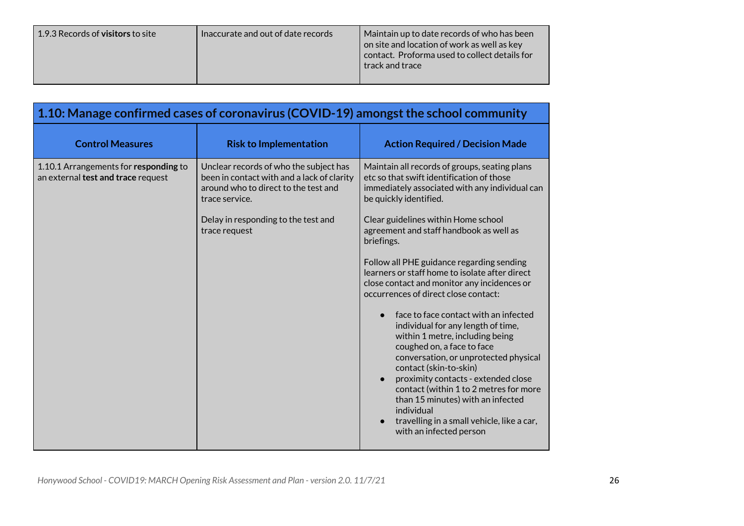| | | |
|---|---|---|
| 1.9.3 Records of **visitors** to site | Inaccurate and out of date records | Maintain up to date records of who has been on site and location of work as well as key contact. Proforma used to collect details for track and trace |

## 1.10: Manage confirmed cases of coronavirus (COVID-19) amongst the school community

| Control Measures | Risk to Implementation | Action Required / Decision Made |
|---|---|---|
| 1.10.1 Arrangements for **responding** to an external **test and trace** request | Unclear records of who the subject has been in contact with and a lack of clarity around who to direct to the test and trace service.<br><br>Delay in responding to the test and trace request | Maintain all records of groups, seating plans etc so that swift identification of those immediately associated with any individual can be quickly identified.<br><br>Clear guidelines within Home school agreement and staff handbook as well as briefings.<br><br>Follow all PHE guidance regarding sending learners or staff home to isolate after direct close contact and monitor any incidences or occurrences of direct close contact:<br><br>● face to face contact with an infected individual for any length of time, within 1 metre, including being coughed on, a face to face conversation, or unprotected physical contact (skin-to-skin)<br>● proximity contacts - extended close contact (within 1 to 2 metres for more than 15 minutes) with an infected individual<br>● travelling in a small vehicle, like a car, with an infected person |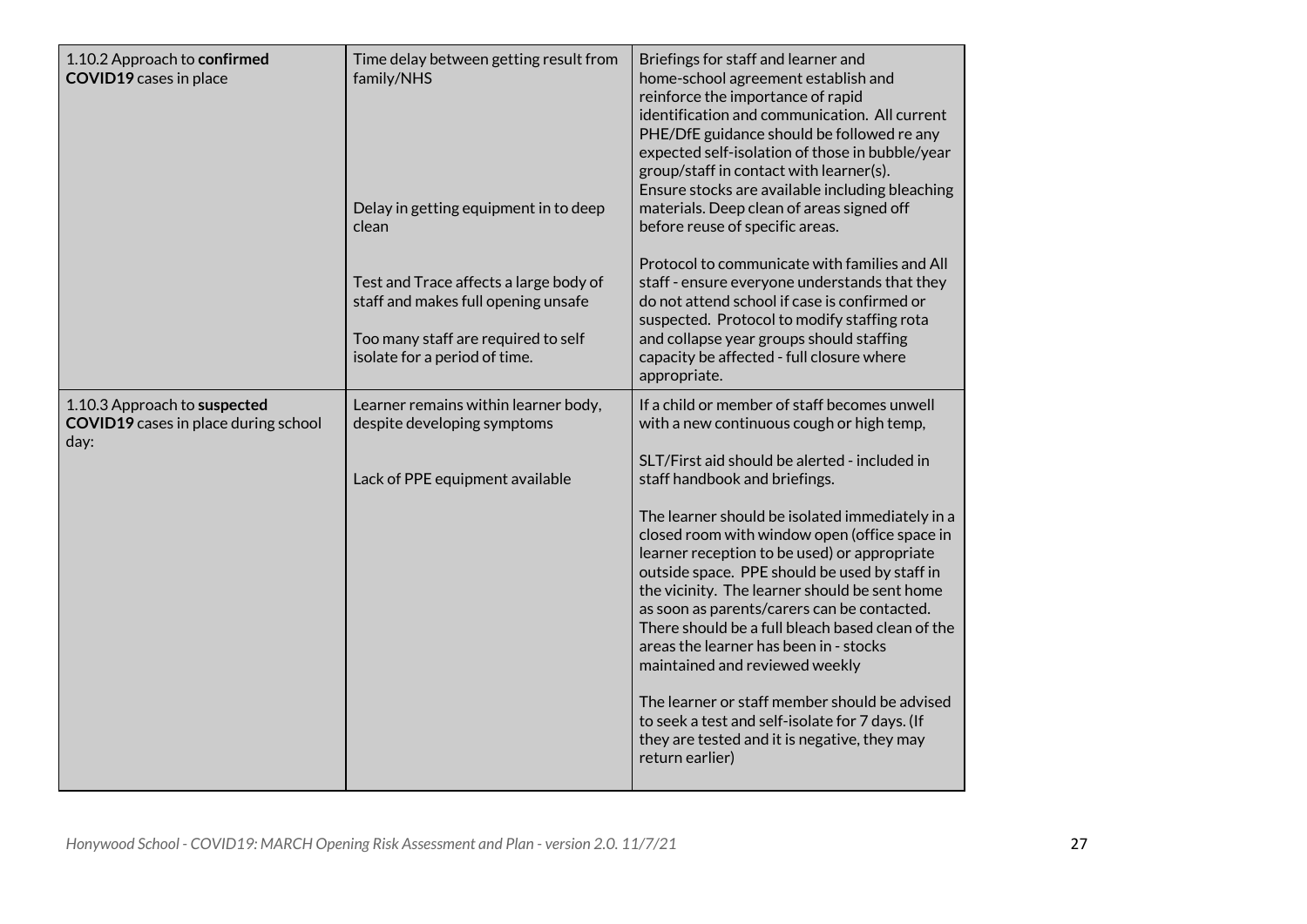| | | |
|---|---|---|
| 1.10.2 Approach to **confirmed COVID19** cases in place | Time delay between getting result from family/NHS<br><br>Delay in getting equipment in to deep clean<br><br>Test and Trace affects a large body of staff and makes full opening unsafe<br><br>Too many staff are required to self isolate for a period of time. | Briefings for staff and learner and home-school agreement establish and reinforce the importance of rapid identification and communication. All current PHE/DfE guidance should be followed re any expected self-isolation of those in bubble/year group/staff in contact with learner(s).<br>Ensure stocks are available including bleaching materials. Deep clean of areas signed off before reuse of specific areas.<br><br>Protocol to communicate with families and All staff - ensure everyone understands that they do not attend school if case is confirmed or suspected. Protocol to modify staffing rota and collapse year groups should staffing capacity be affected - full closure where appropriate. |
| 1.10.3 Approach to **suspected COVID19** cases in place during school day: | Learner remains within learner body, despite developing symptoms<br><br>Lack of PPE equipment available | If a child or member of staff becomes unwell with a new continuous cough or high temp,<br><br>SLT/First aid should be alerted - included in staff handbook and briefings.<br><br>The learner should be isolated immediately in a closed room with window open (office space in learner reception to be used) or appropriate outside space. PPE should be used by staff in the vicinity. The learner should be sent home as soon as parents/carers can be contacted. There should be a full bleach based clean of the areas the learner has been in - stocks maintained and reviewed weekly<br><br>The learner or staff member should be advised to seek a test and self-isolate for 7 days. (If they are tested and it is negative, they may return earlier) |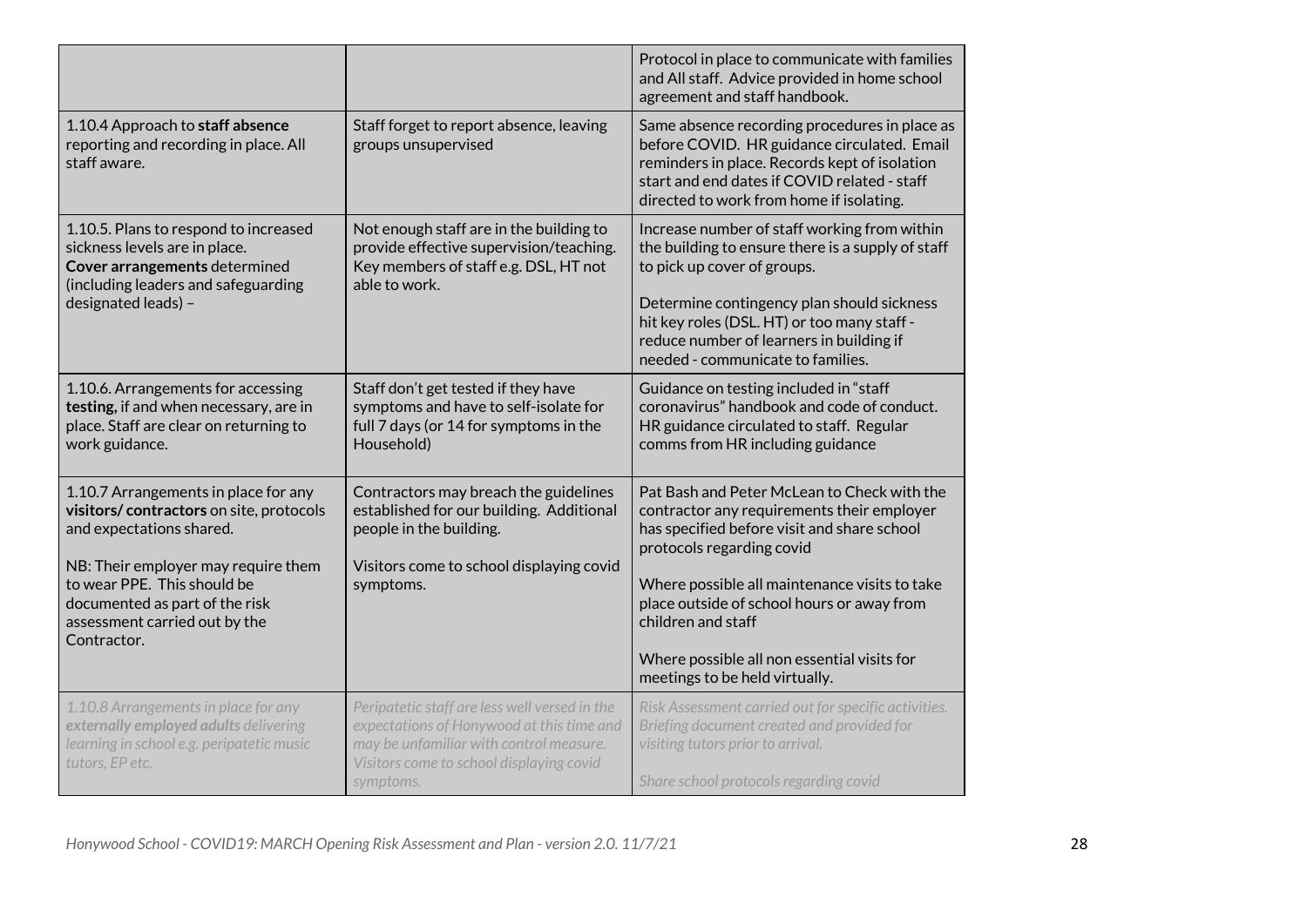| | | |
|---|---|---|
| | | Protocol in place to communicate with families and All staff. Advice provided in home school agreement and staff handbook. |
| 1.10.4 Approach to **staff absence** reporting and recording in place. All staff aware. | Staff forget to report absence, leaving groups unsupervised | Same absence recording procedures in place as before COVID. HR guidance circulated. Email reminders in place. Records kept of isolation start and end dates if COVID related - staff directed to work from home if isolating. |
| 1.10.5. Plans to respond to increased sickness levels are in place. **Cover arrangements** determined (including leaders and safeguarding designated leads) – | Not enough staff are in the building to provide effective supervision/teaching. Key members of staff e.g. DSL, HT not able to work. | Increase number of staff working from within the building to ensure there is a supply of staff to pick up cover of groups.<br><br>Determine contingency plan should sickness hit key roles (DSL. HT) or too many staff - reduce number of learners in building if needed - communicate to families. |
| 1.10.6. Arrangements for accessing **testing,** if and when necessary, are in place. Staff are clear on returning to work guidance. | Staff don't get tested if they have symptoms and have to self-isolate for full 7 days (or 14 for symptoms in the Household) | Guidance on testing included in "staff coronavirus" handbook and code of conduct. HR guidance circulated to staff. Regular comms from HR including guidance |
| 1.10.7 Arrangements in place for any **visitors/ contractors** on site, protocols and expectations shared.<br><br>NB: Their employer may require them to wear PPE. This should be documented as part of the risk assessment carried out by the Contractor. | Contractors may breach the guidelines established for our building. Additional people in the building.<br><br>Visitors come to school displaying covid symptoms. | Pat Bash and Peter McLean to Check with the contractor any requirements their employer has specified before visit and share school protocols regarding covid<br><br>Where possible all maintenance visits to take place outside of school hours or away from children and staff<br><br>Where possible all non essential visits for meetings to be held virtually. |
| *1.10.8 Arrangements in place for any **externally employed adults** delivering learning in school e.g. peripatetic music tutors, EP etc.* | *Peripatetic staff are less well versed in the expectations of Honywood at this time and may be unfamiliar with control measure. Visitors come to school displaying covid symptoms.* | *Risk Assessment carried out for specific activities. Briefing document created and provided for visiting tutors prior to arrival.*<br><br>*Share school protocols regarding covid* |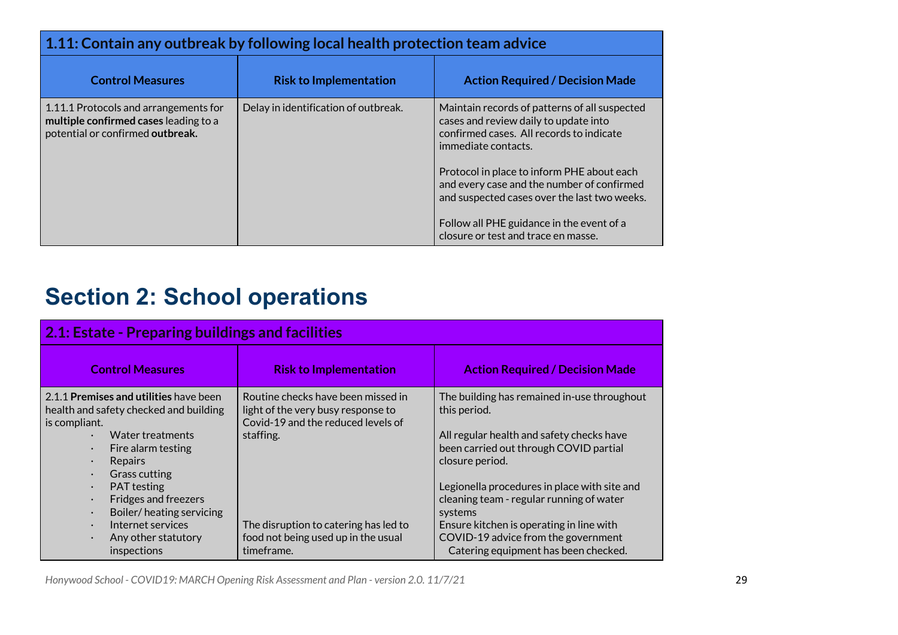| 1.11: Contain any outbreak by following local health protection team advice | | |
|---|---|---|
| **Control Measures** | **Risk to Implementation** | **Action Required / Decision Made** |
| 1.11.1 Protocols and arrangements for **multiple confirmed cases** leading to a potential or confirmed **outbreak.** | Delay in identification of outbreak. | Maintain records of patterns of all suspected cases and review daily to update into confirmed cases. All records to indicate immediate contacts.<br><br>Protocol in place to inform PHE about each and every case and the number of confirmed and suspected cases over the last two weeks.<br><br>Follow all PHE guidance in the event of a closure or test and trace en masse. |

# Section 2: School operations

| 2.1: Estate - Preparing buildings and facilities | | |
|---|---|---|
| **Control Measures** | **Risk to Implementation** | **Action Required / Decision Made** |
| 2.1.1 **Premises and utilities** have been health and safety checked and building is compliant.<br>· Water treatments<br>· Fire alarm testing<br>· Repairs<br>· Grass cutting<br>· PAT testing<br>· Fridges and freezers<br>· Boiler/ heating servicing<br>· Internet services<br>· Any other statutory inspections | Routine checks have been missed in light of the very busy response to Covid-19 and the reduced levels of staffing.<br><br>The disruption to catering has led to food not being used up in the usual timeframe. | The building has remained in-use throughout this period.<br><br>All regular health and safety checks have been carried out through COVID partial closure period.<br><br>Legionella procedures in place with site and cleaning team - regular running of water systems<br>Ensure kitchen is operating in line with COVID-19 advice from the government<br>Catering equipment has been checked. |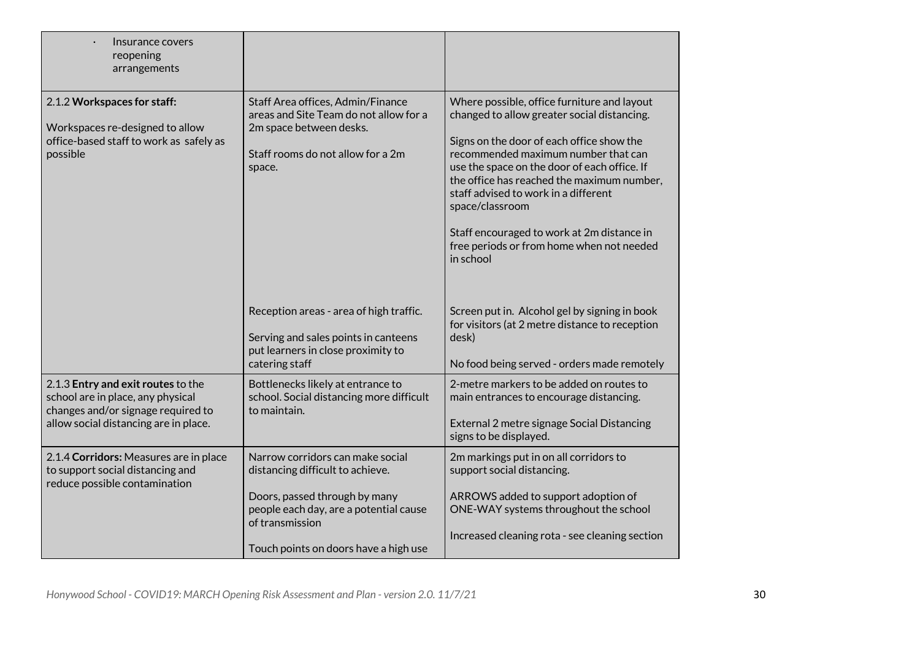| | | |
|---|---|---|
| · Insurance covers reopening arrangements | | |
| 2.1.2 **Workspaces for staff:**<br><br>Workspaces re-designed to allow office-based staff to work as safely as possible | Staff Area offices, Admin/Finance areas and Site Team do not allow for a 2m space between desks.<br><br>Staff rooms do not allow for a 2m space.<br><br>Reception areas - area of high traffic.<br><br>Serving and sales points in canteens put learners in close proximity to catering staff | Where possible, office furniture and layout changed to allow greater social distancing.<br><br>Signs on the door of each office show the recommended maximum number that can use the space on the door of each office. If the office has reached the maximum number, staff advised to work in a different space/classroom<br><br>Staff encouraged to work at 2m distance in free periods or from home when not needed in school<br><br>Screen put in. Alcohol gel by signing in book for visitors (at 2 metre distance to reception desk)<br><br>No food being served - orders made remotely |
| 2.1.3 **Entry and exit routes** to the school are in place, any physical changes and/or signage required to allow social distancing are in place. | Bottlenecks likely at entrance to school. Social distancing more difficult to maintain. | 2-metre markers to be added on routes to main entrances to encourage distancing.<br><br>External 2 metre signage Social Distancing signs to be displayed. |
| 2.1.4 **Corridors:** Measures are in place to support social distancing and reduce possible contamination | Narrow corridors can make social distancing difficult to achieve.<br><br>Doors, passed through by many people each day, are a potential cause of transmission<br><br>Touch points on doors have a high use | 2m markings put in on all corridors to support social distancing.<br><br>ARROWS added to support adoption of ONE-WAY systems throughout the school<br><br>Increased cleaning rota - see cleaning section |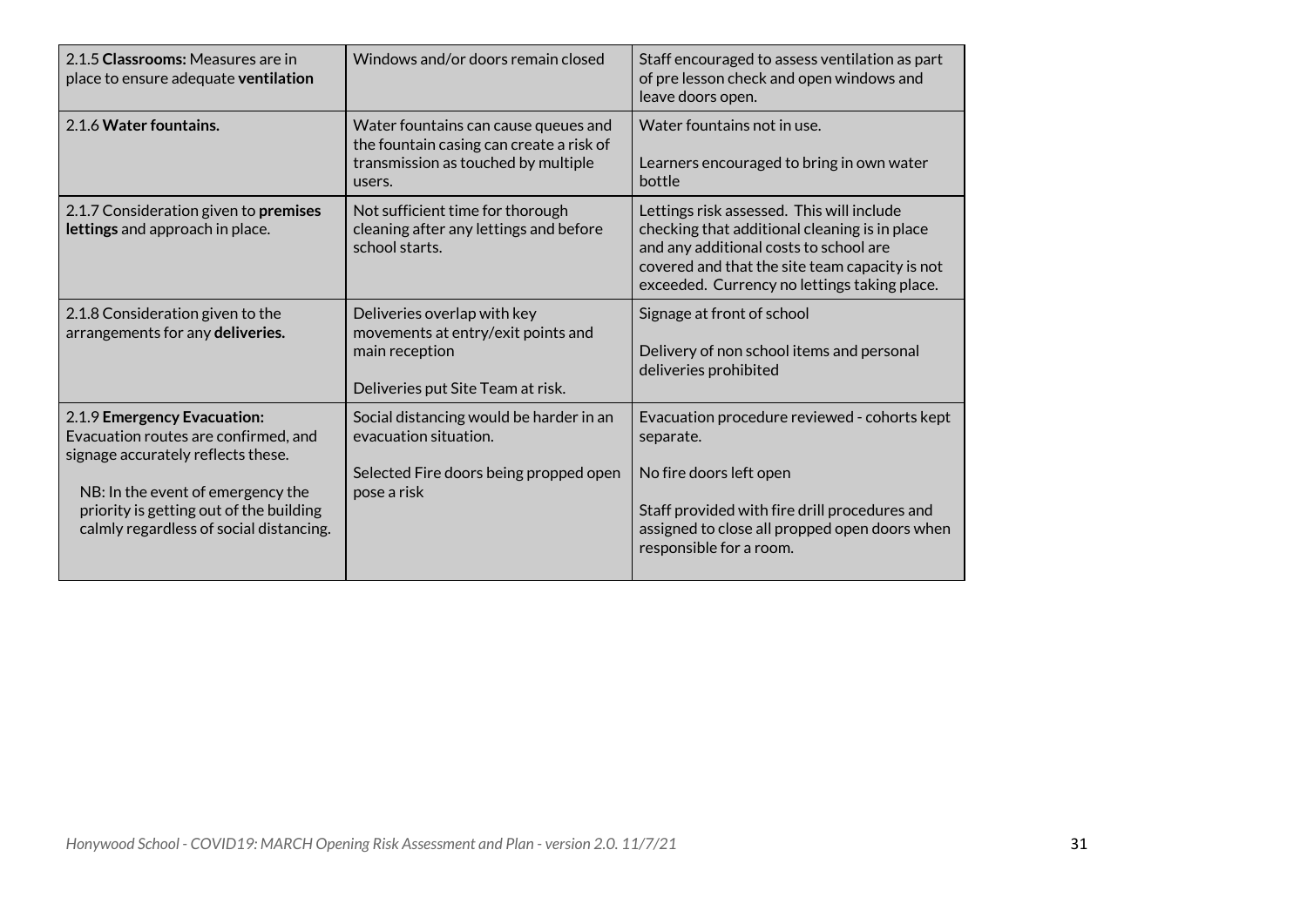| | | |
|---|---|---|
| 2.1.5 **Classrooms:** Measures are in place to ensure adequate **ventilation** | Windows and/or doors remain closed | Staff encouraged to assess ventilation as part of pre lesson check and open windows and leave doors open. |
| 2.1.6 **Water fountains.** | Water fountains can cause queues and the fountain casing can create a risk of transmission as touched by multiple users. | Water fountains not in use.<br><br>Learners encouraged to bring in own water bottle |
| 2.1.7 Consideration given to **premises lettings** and approach in place. | Not sufficient time for thorough cleaning after any lettings and before school starts. | Lettings risk assessed. This will include checking that additional cleaning is in place and any additional costs to school are covered and that the site team capacity is not exceeded. Currency no lettings taking place. |
| 2.1.8 Consideration given to the arrangements for any **deliveries.** | Deliveries overlap with key movements at entry/exit points and main reception<br><br>Deliveries put Site Team at risk. | Signage at front of school<br><br>Delivery of non school items and personal deliveries prohibited |
| 2.1.9 **Emergency Evacuation:** Evacuation routes are confirmed, and signage accurately reflects these.<br><br>NB: In the event of emergency the priority is getting out of the building calmly regardless of social distancing. | Social distancing would be harder in an evacuation situation.<br><br>Selected Fire doors being propped open pose a risk | Evacuation procedure reviewed - cohorts kept separate.<br><br>No fire doors left open<br><br>Staff provided with fire drill procedures and assigned to close all propped open doors when responsible for a room. |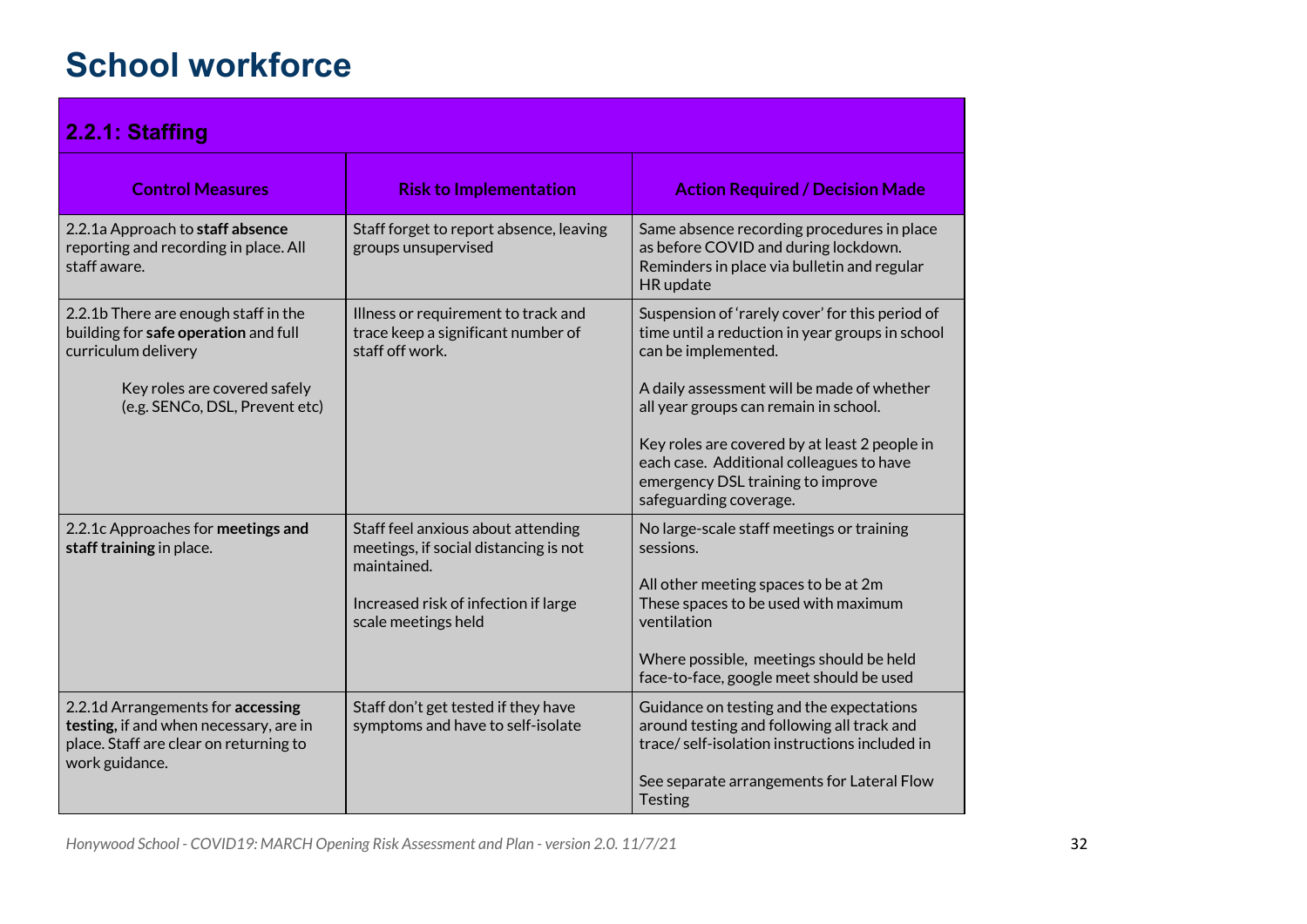# School workforce

| 2.2.1: Staffing | | |
|---|---|---|
| **Control Measures** | **Risk to Implementation** | **Action Required / Decision Made** |
| 2.2.1a Approach to **staff absence** reporting and recording in place. All staff aware. | Staff forget to report absence, leaving groups unsupervised | Same absence recording procedures in place as before COVID and during lockdown. Reminders in place via bulletin and regular HR update |
| 2.2.1b There are enough staff in the building for **safe operation** and full curriculum delivery<br><br>Key roles are covered safely (e.g. SENCo, DSL, Prevent etc) | Illness or requirement to track and trace keep a significant number of staff off work. | Suspension of 'rarely cover' for this period of time until a reduction in year groups in school can be implemented.<br><br>A daily assessment will be made of whether all year groups can remain in school.<br><br>Key roles are covered by at least 2 people in each case. Additional colleagues to have emergency DSL training to improve safeguarding coverage. |
| 2.2.1c Approaches for **meetings and staff training** in place. | Staff feel anxious about attending meetings, if social distancing is not maintained.<br><br>Increased risk of infection if large scale meetings held | No large-scale staff meetings or training sessions.<br><br>All other meeting spaces to be at 2m<br>These spaces to be used with maximum ventilation<br><br>Where possible, meetings should be held face-to-face, google meet should be used |
| 2.2.1d Arrangements for **accessing testing,** if and when necessary, are in place. Staff are clear on returning to work guidance. | Staff don't get tested if they have symptoms and have to self-isolate | Guidance on testing and the expectations around testing and following all track and trace/ self-isolation instructions included in<br><br>See separate arrangements for Lateral Flow Testing |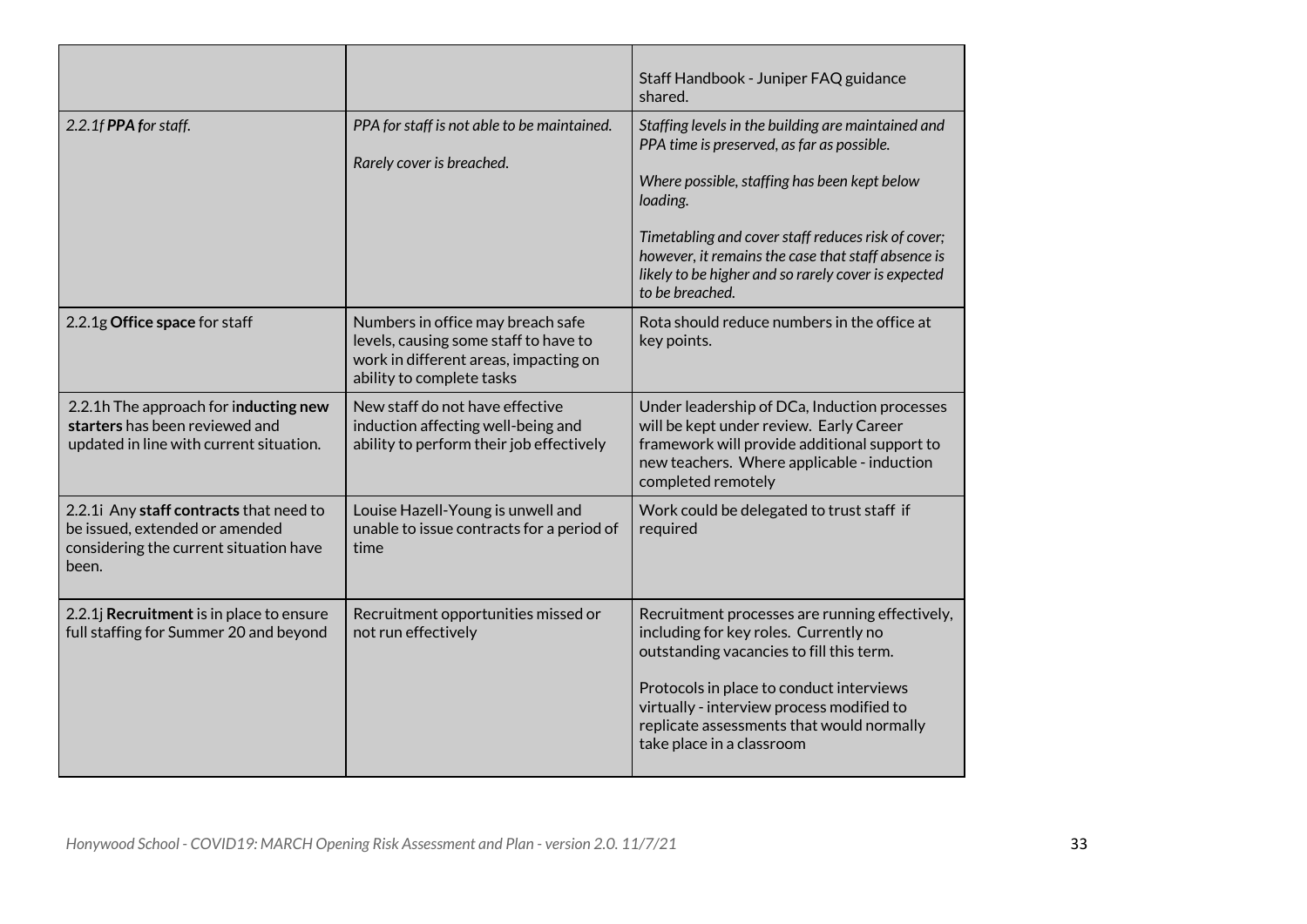| | | |
|---|---|---|
| | | Staff Handbook - Juniper FAQ guidance shared. |
| *2.2.1f **PPA f**or staff.* | *PPA for staff is not able to be maintained.*<br><br>*Rarely cover is breached.* | *Staffing levels in the building are maintained and PPA time is preserved, as far as possible.*<br><br>*Where possible, staffing has been kept below loading.*<br><br>*Timetabling and cover staff reduces risk of cover; however, it remains the case that staff absence is likely to be higher and so rarely cover is expected to be breached.* |
| 2.2.1g **Office space** for staff | Numbers in office may breach safe levels, causing some staff to have to work in different areas, impacting on ability to complete tasks | Rota should reduce numbers in the office at key points. |
| 2.2.1h The approach for i**nducting new starters** has been reviewed and updated in line with current situation. | New staff do not have effective induction affecting well-being and ability to perform their job effectively | Under leadership of DCa, Induction processes will be kept under review. Early Career framework will provide additional support to new teachers. Where applicable - induction completed remotely |
| 2.2.1i Any **staff contracts** that need to be issued, extended or amended considering the current situation have been. | Louise Hazell-Young is unwell and unable to issue contracts for a period of time | Work could be delegated to trust staff if required |
| 2.2.1j **Recruitment** is in place to ensure full staffing for Summer 20 and beyond | Recruitment opportunities missed or not run effectively | Recruitment processes are running effectively, including for key roles. Currently no outstanding vacancies to fill this term.<br><br>Protocols in place to conduct interviews virtually - interview process modified to replicate assessments that would normally take place in a classroom |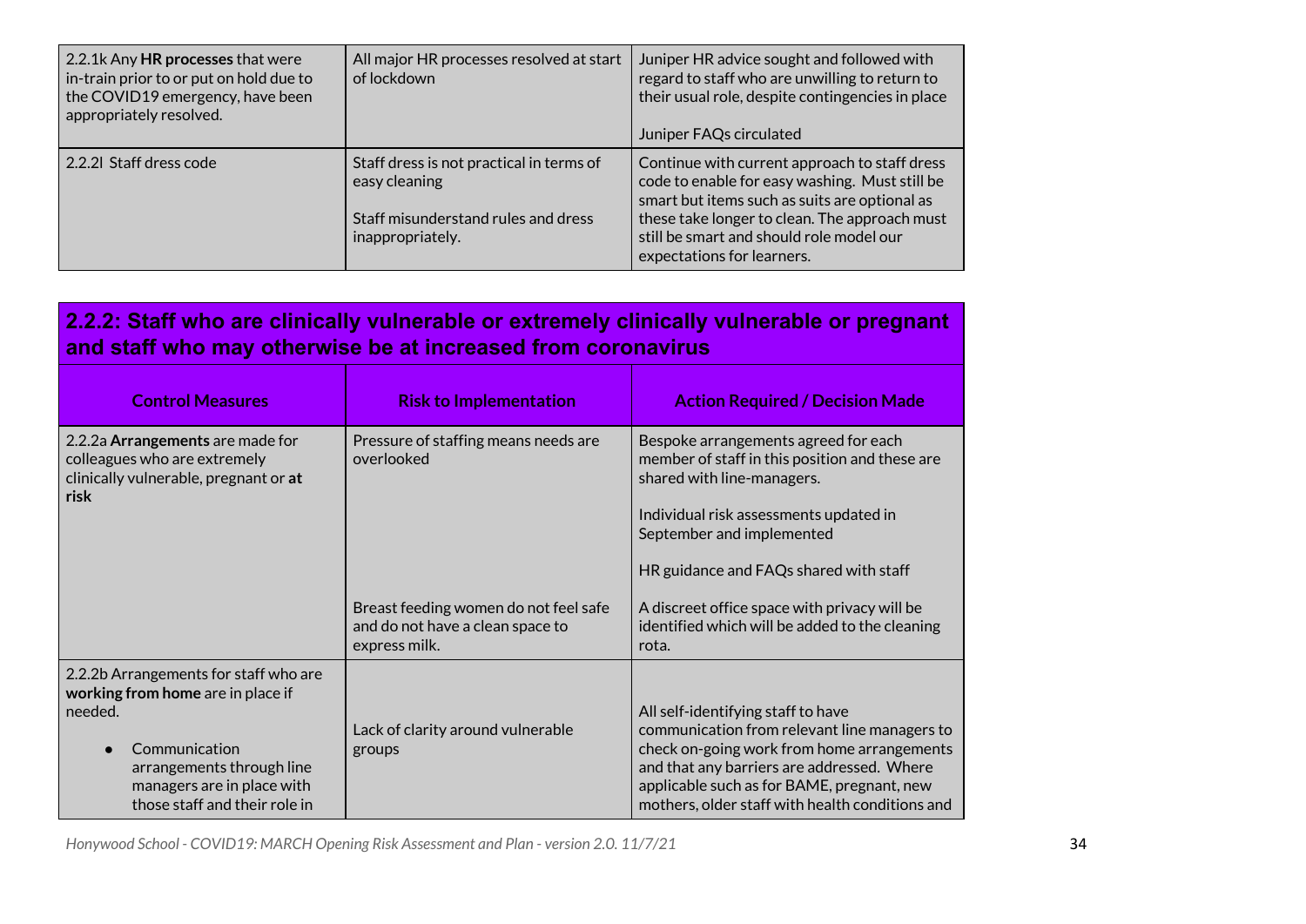| | | |
|---|---|---|
| 2.2.1k Any **HR processes** that were in-train prior to or put on hold due to the COVID19 emergency, have been appropriately resolved. | All major HR processes resolved at start of lockdown | Juniper HR advice sought and followed with regard to staff who are unwilling to return to their usual role, despite contingencies in place<br><br>Juniper FAQs circulated |
| 2.2.2l Staff dress code | Staff dress is not practical in terms of easy cleaning<br><br>Staff misunderstand rules and dress inappropriately. | Continue with current approach to staff dress code to enable for easy washing. Must still be smart but items such as suits are optional as these take longer to clean. The approach must still be smart and should role model our expectations for learners. |

## 2.2.2: Staff who are clinically vulnerable or extremely clinically vulnerable or pregnant and staff who may otherwise be at increased from coronavirus

| Control Measures | Risk to Implementation | Action Required / Decision Made |
|---|---|---|
| 2.2.2a **Arrangements** are made for colleagues who are extremely clinically vulnerable, pregnant or **at risk** | Pressure of staffing means needs are overlooked | Bespoke arrangements agreed for each member of staff in this position and these are shared with line-managers.<br><br>Individual risk assessments updated in September and implemented<br><br>HR guidance and FAQs shared with staff |
| | Breast feeding women do not feel safe and do not have a clean space to express milk. | A discreet office space with privacy will be identified which will be added to the cleaning rota. |
| 2.2.2b Arrangements for staff who are **working from home** are in place if needed.<br><br>● Communication arrangements through line managers are in place with those staff and their role in | Lack of clarity around vulnerable groups | All self-identifying staff to have communication from relevant line managers to check on-going work from home arrangements and that any barriers are addressed. Where applicable such as for BAME, pregnant, new mothers, older staff with health conditions and |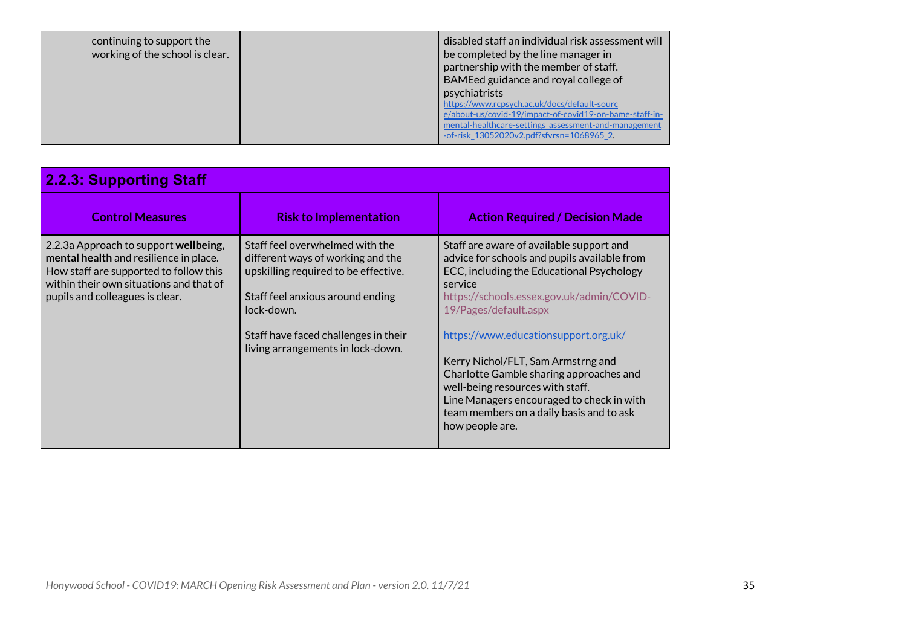| | | |
|---|---|---|
| continuing to support the working of the school is clear. | | disabled staff an individual risk assessment will be completed by the line manager in partnership with the member of staff. BAMEed guidance and royal college of psychiatrists https://www.rcpsych.ac.uk/docs/default-source/about-us/covid-19/impact-of-covid19-on-bame-staff-in-mental-healthcare-settings_assessment-and-management-of-risk_13052020v2.pdf?sfvrsn=1068965_2. |

## 2.2.3: Supporting Staff

| Control Measures | Risk to Implementation | Action Required / Decision Made |
|---|---|---|
| 2.2.3a Approach to support **wellbeing, mental health** and resilience in place. How staff are supported to follow this within their own situations and that of pupils and colleagues is clear. | Staff feel overwhelmed with the different ways of working and the upskilling required to be effective.<br><br>Staff feel anxious around ending lock-down.<br><br>Staff have faced challenges in their living arrangements in lock-down. | Staff are aware of available support and advice for schools and pupils available from ECC, including the Educational Psychology service https://schools.essex.gov.uk/admin/COVID-19/Pages/default.aspx<br><br>https://www.educationsupport.org.uk/<br><br>Kerry Nichol/FLT, Sam Armstrng and Charlotte Gamble sharing approaches and well-being resources with staff.<br>Line Managers encouraged to check in with team members on a daily basis and to ask how people are. |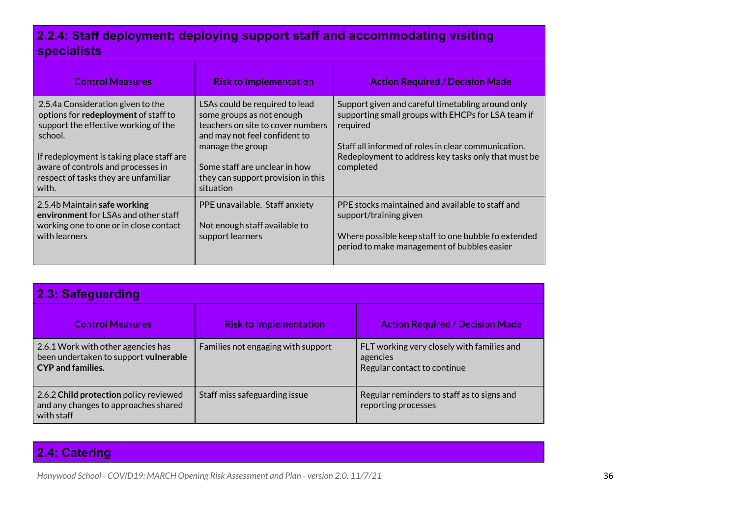## 2.2.4: Staff deployment; deploying support staff and accommodating visiting specialists

| Control Measures | Risk to Implementation | Action Required / Decision Made |
|---|---|---|
| 2.5.4a Consideration given to the options for **redeployment** of staff to support the effective working of the school.<br><br>If redeployment is taking place staff are aware of controls and processes in respect of tasks they are unfamiliar with. | LSAs could be required to lead some groups as not enough teachers on site to cover numbers and may not feel confident to manage the group<br><br>Some staff are unclear in how they can support provision in this situation | Support given and careful timetabling around only supporting small groups with EHCPs for LSA team if required<br><br>Staff all informed of roles in clear communication. Redeployment to address key tasks only that must be completed |
| 2.5.4b Maintain **safe working environment** for LSAs and other staff working one to one or in close contact with learners | PPE unavailable. Staff anxiety<br><br>Not enough staff available to support learners | PPE stocks maintained and available to staff and support/training given<br><br>Where possible keep staff to one bubble fo extended period to make management of bubbles easier |

## 2.3: Safeguarding

| Control Measures | Risk to Implementation | Action Required / Decision Made |
|---|---|---|
| 2.6.1 Work with other agencies has been undertaken to support **vulnerable CYP and families.** | Families not engaging with support | FLT working very closely with families and agencies<br>Regular contact to continue |
| 2.6.2 **Child protection** policy reviewed and any changes to approaches shared with staff | Staff miss safeguarding issue | Regular reminders to staff as to signs and reporting processes |

## 2.4: Catering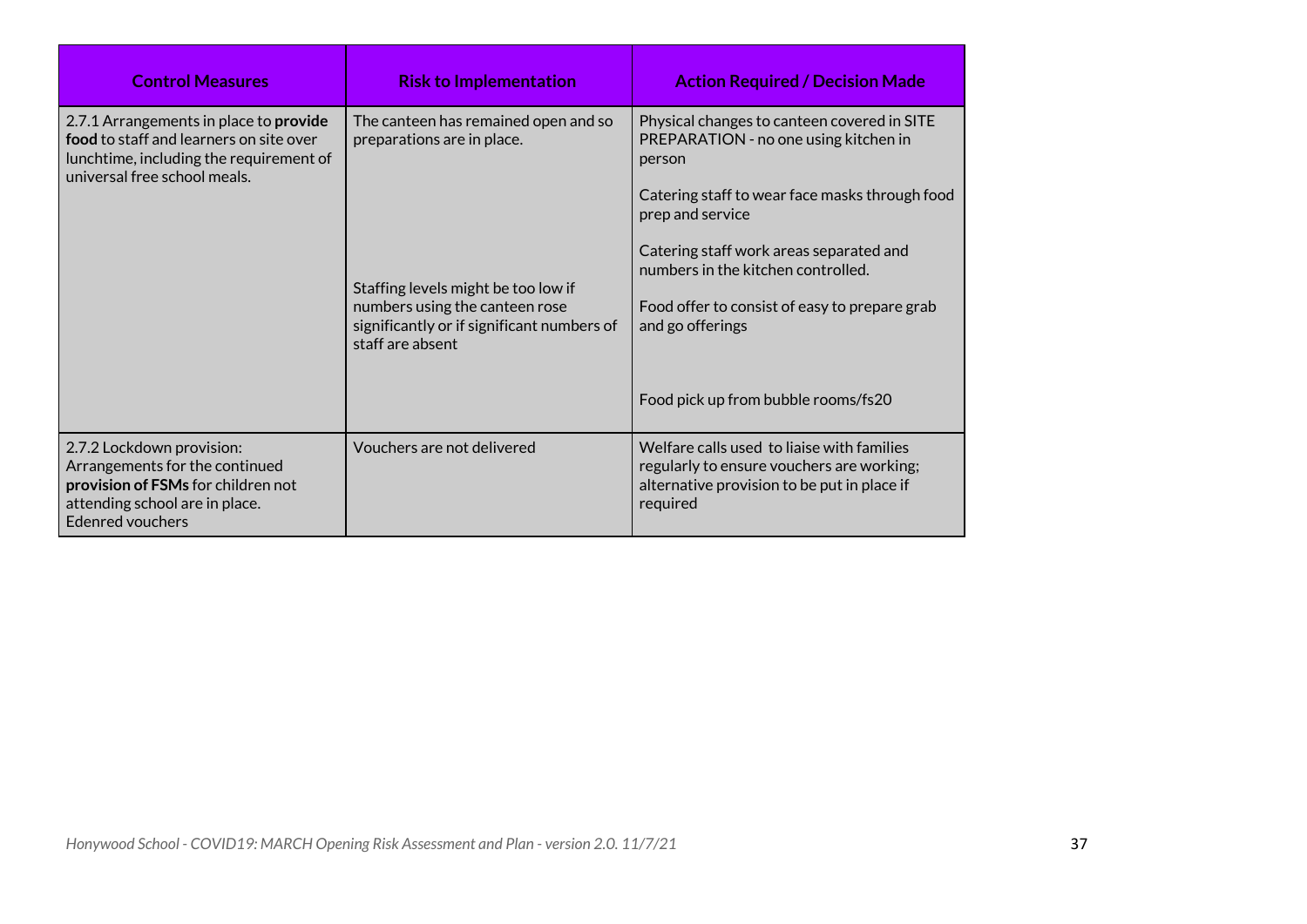| Control Measures | Risk to Implementation | Action Required / Decision Made |
|---|---|---|
| 2.7.1 Arrangements in place to **provide food** to staff and learners on site over lunchtime, including the requirement of universal free school meals. | The canteen has remained open and so preparations are in place.<br><br>Staffing levels might be too low if numbers using the canteen rose significantly or if significant numbers of staff are absent | Physical changes to canteen covered in SITE PREPARATION - no one using kitchen in person<br><br>Catering staff to wear face masks through food prep and service<br><br>Catering staff work areas separated and numbers in the kitchen controlled.<br><br>Food offer to consist of easy to prepare grab and go offerings<br><br>Food pick up from bubble rooms/fs20 |
| 2.7.2 Lockdown provision: Arrangements for the continued **provision of FSMs** for children not attending school are in place. Edenred vouchers | Vouchers are not delivered | Welfare calls used to liaise with families regularly to ensure vouchers are working; alternative provision to be put in place if required |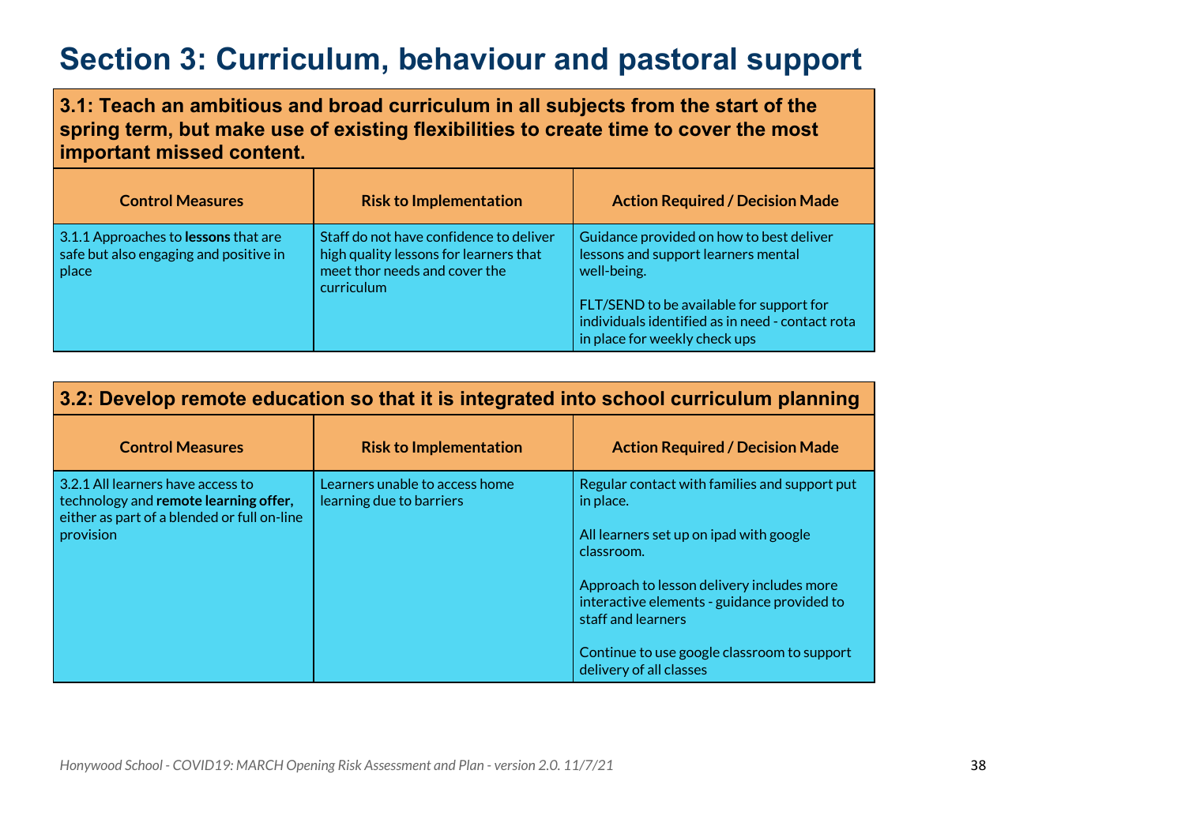# Section 3: Curriculum, behaviour and pastoral support

**3.1: Teach an ambitious and broad curriculum in all subjects from the start of the spring term, but make use of existing flexibilities to create time to cover the most important missed content.**

| Control Measures | Risk to Implementation | Action Required / Decision Made |
|---|---|---|
| 3.1.1 Approaches to **lessons** that are safe but also engaging and positive in place | Staff do not have confidence to deliver high quality lessons for learners that meet thor needs and cover the curriculum | Guidance provided on how to best deliver lessons and support learners mental well-being.<br><br>FLT/SEND to be available for support for individuals identified as in need - contact rota in place for weekly check ups |

**3.2: Develop remote education so that it is integrated into school curriculum planning**

| Control Measures | Risk to Implementation | Action Required / Decision Made |
|---|---|---|
| 3.2.1 All learners have access to technology and **remote learning offer,** either as part of a blended or full on-line provision | Learners unable to access home learning due to barriers | Regular contact with families and support put in place.<br><br>All learners set up on ipad with google classroom.<br><br>Approach to lesson delivery includes more interactive elements - guidance provided to staff and learners<br><br>Continue to use google classroom to support delivery of all classes |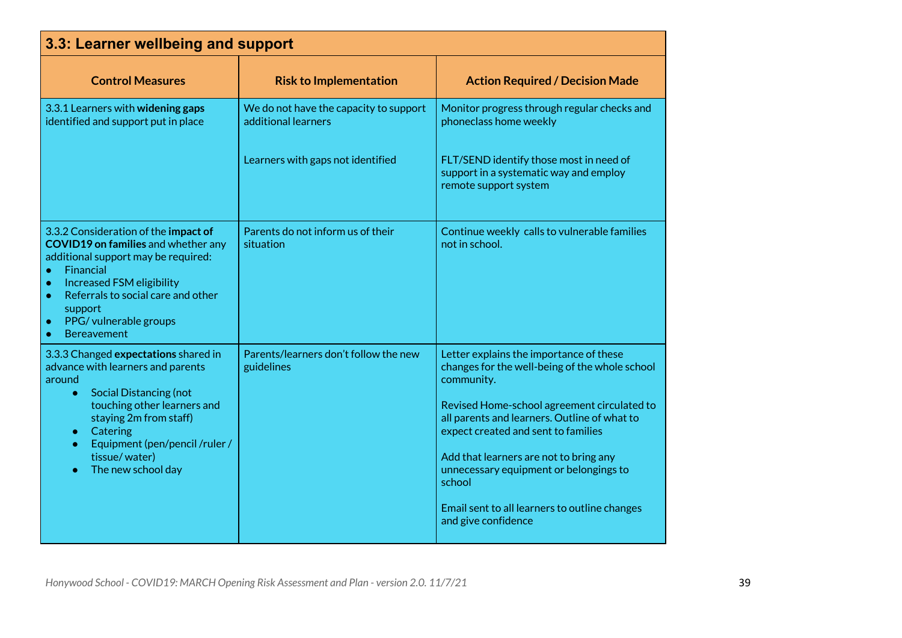## 3.3: Learner wellbeing and support

| Control Measures | Risk to Implementation | Action Required / Decision Made |
|---|---|---|
| 3.3.1 Learners with **widening gaps** identified and support put in place | We do not have the capacity to support additional learners<br><br>Learners with gaps not identified | Monitor progress through regular checks and phoneclass home weekly<br><br>FLT/SEND identify those most in need of support in a systematic way and employ remote support system |
| 3.3.2 Consideration of the **impact of COVID19 on families** and whether any additional support may be required:<br>• Financial<br>• Increased FSM eligibility<br>• Referrals to social care and other support<br>• PPG/ vulnerable groups<br>• Bereavement | Parents do not inform us of their situation | Continue weekly calls to vulnerable families not in school. |
| 3.3.3 Changed **expectations** shared in advance with learners and parents around<br>• Social Distancing (not touching other learners and staying 2m from staff)<br>• Catering<br>• Equipment (pen/pencil /ruler / tissue/ water)<br>• The new school day | Parents/learners don't follow the new guidelines | Letter explains the importance of these changes for the well-being of the whole school community.<br><br>Revised Home-school agreement circulated to all parents and learners. Outline of what to expect created and sent to families<br><br>Add that learners are not to bring any unnecessary equipment or belongings to school<br><br>Email sent to all learners to outline changes and give confidence |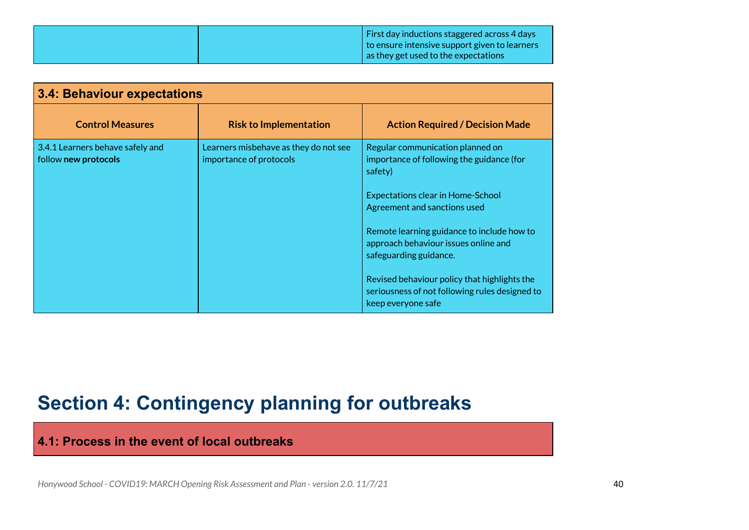| | | First day inductions staggered across 4 days to ensure intensive support given to learners as they get used to the expectations |
|---|---|---|

### 3.4: Behaviour expectations

| Control Measures | Risk to Implementation | Action Required / Decision Made |
|---|---|---|
| 3.4.1 Learners behave safely and follow **new protocols** | Learners misbehave as they do not see importance of protocols | Regular communication planned on importance of following the guidance (for safety)<br><br>Expectations clear in Home-School Agreement and sanctions used<br><br>Remote learning guidance to include how to approach behaviour issues online and safeguarding guidance.<br><br>Revised behaviour policy that highlights the seriousness of not following rules designed to keep everyone safe |

# Section 4: Contingency planning for outbreaks

### 4.1: Process in the event of local outbreaks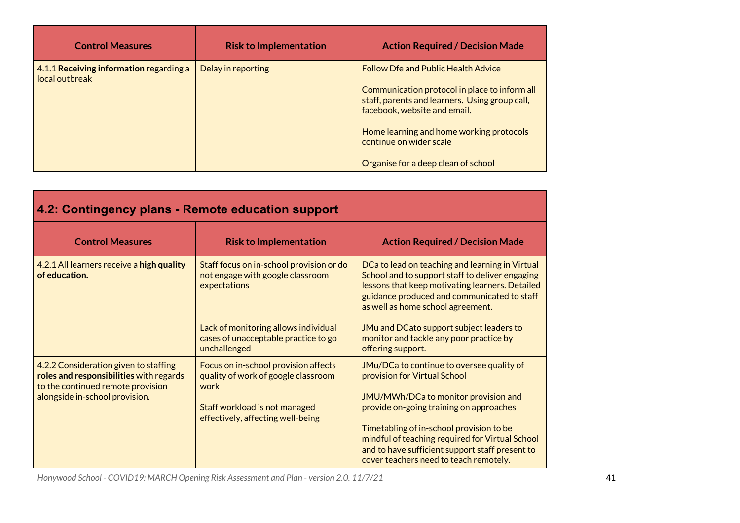| Control Measures | Risk to Implementation | Action Required / Decision Made |
|---|---|---|
| 4.1.1 **Receiving information** regarding a local outbreak | Delay in reporting | Follow Dfe and Public Health Advice<br><br>Communication protocol in place to inform all staff, parents and learners. Using group call, facebook, website and email.<br><br>Home learning and home working protocols continue on wider scale<br><br>Organise for a deep clean of school |

## 4.2: Contingency plans - Remote education support

| Control Measures | Risk to Implementation | Action Required / Decision Made |
|---|---|---|
| 4.2.1 All learners receive a **high quality of education.** | Staff focus on in-school provision or do not engage with google classroom expectations<br><br>Lack of monitoring allows individual cases of unacceptable practice to go unchallenged | DCa to lead on teaching and learning in Virtual School and to support staff to deliver engaging lessons that keep motivating learners. Detailed guidance produced and communicated to staff as well as home school agreement.<br><br>JMu and DCato support subject leaders to monitor and tackle any poor practice by offering support. |
| 4.2.2 Consideration given to staffing **roles and responsibilities** with regards to the continued remote provision alongside in-school provision. | Focus on in-school provision affects quality of work of google classroom work<br><br>Staff workload is not managed effectively, affecting well-being | JMu/DCa to continue to oversee quality of provision for Virtual School<br><br>JMU/MWh/DCa to monitor provision and provide on-going training on approaches<br><br>Timetabling of in-school provision to be mindful of teaching required for Virtual School and to have sufficient support staff present to cover teachers need to teach remotely. |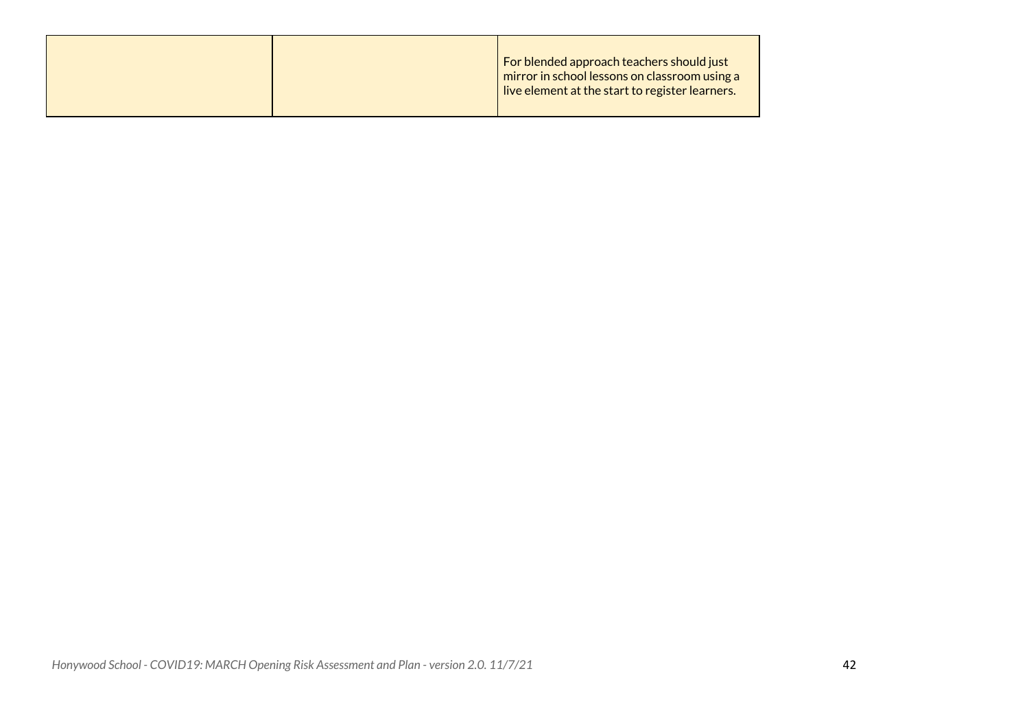| | | |
|---|---|---|
| | | For blended approach teachers should just mirror in school lessons on classroom using a live element at the start to register learners. |